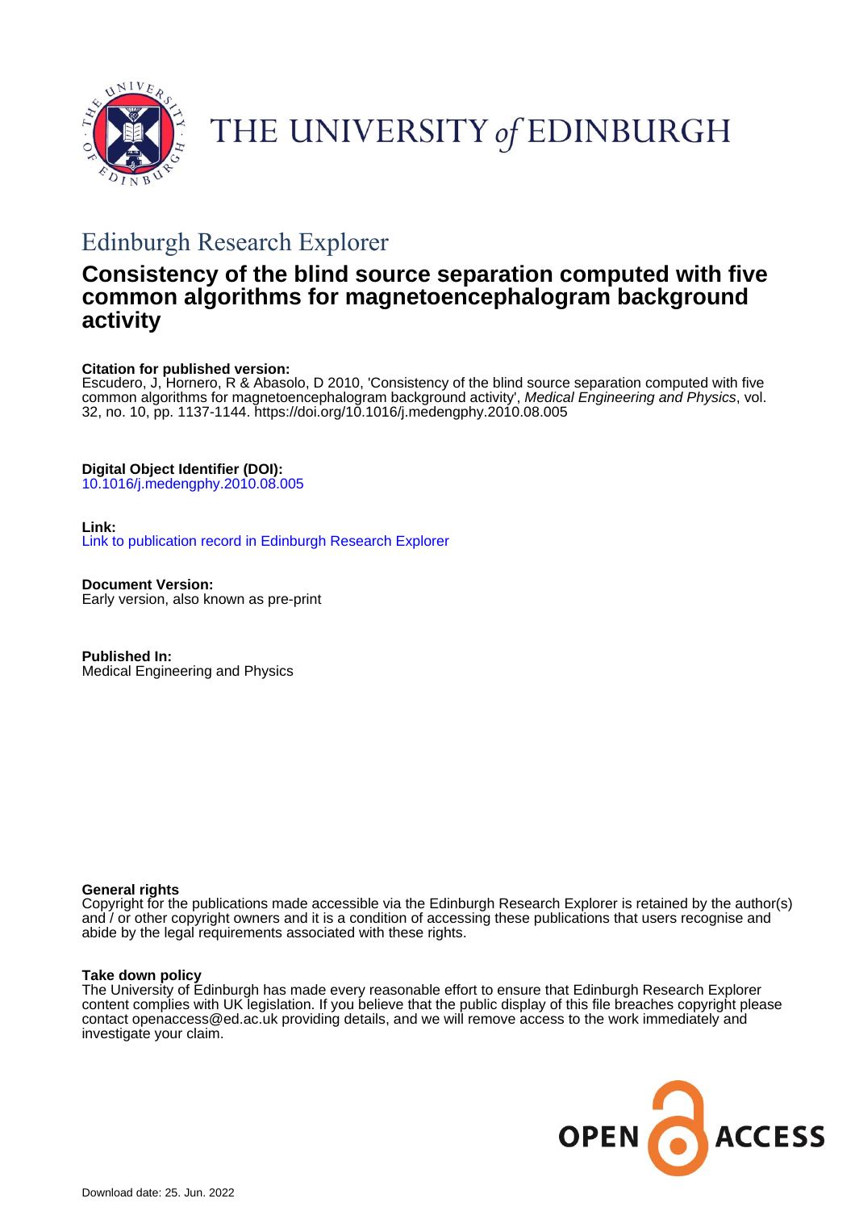THE UNIVERSITY of EDINBURGH

## Edinburgh Research Explorer

# Consistency of the blind source separation computed with five common algorithms for magnetoencephalogram background activity

**Citation for published version:**
Escudero, J, Hornero, R & Abasolo, D 2010, 'Consistency of the blind source separation computed with five common algorithms for magnetoencephalogram background activity', *Medical Engineering and Physics*, vol. 32, no. 10, pp. 1137-1144. https://doi.org/10.1016/j.medengphy.2010.08.005

**Digital Object Identifier (DOI):**
10.1016/j.medengphy.2010.08.005

**Link:**
Link to publication record in Edinburgh Research Explorer

**Document Version:**
Early version, also known as pre-print

**Published In:**
Medical Engineering and Physics

**General rights**
Copyright for the publications made accessible via the Edinburgh Research Explorer is retained by the author(s) and / or other copyright owners and it is a condition of accessing these publications that users recognise and abide by the legal requirements associated with these rights.

**Take down policy**
The University of Edinburgh has made every reasonable effort to ensure that Edinburgh Research Explorer content complies with UK legislation. If you believe that the public display of this file breaches copyright please contact openaccess@ed.ac.uk providing details, and we will remove access to the work immediately and investigate your claim.

Download date: 25. Jun. 2022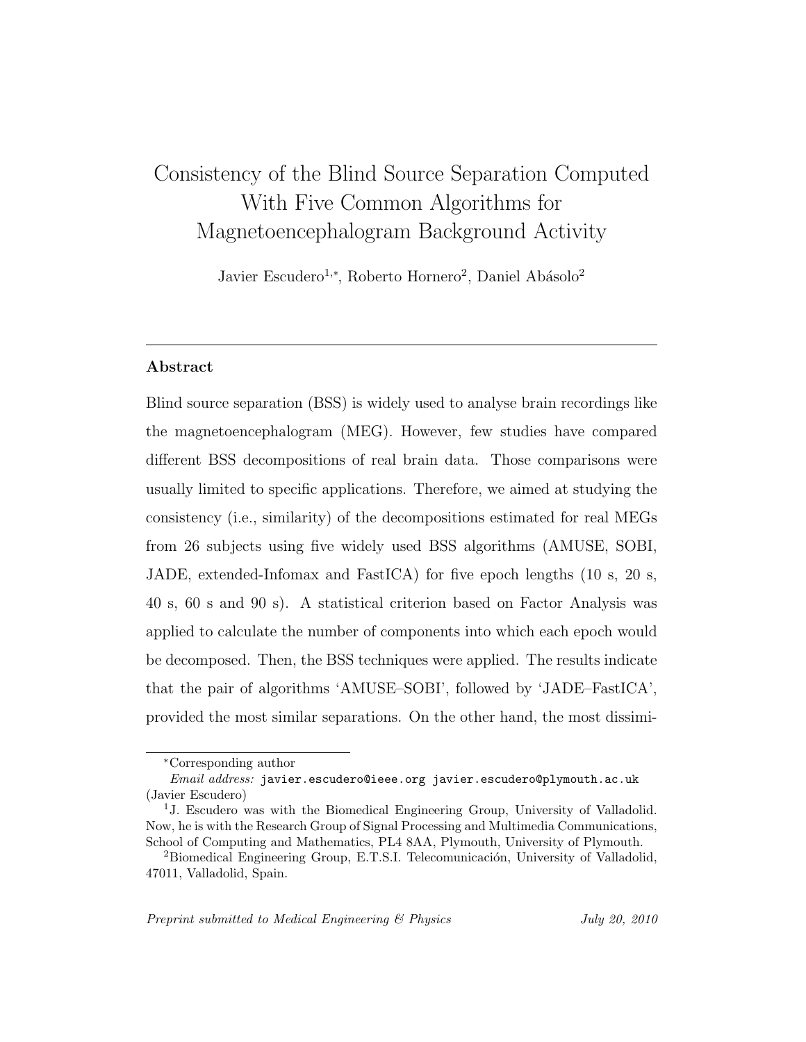# Consistency of the Blind Source Separation Computed With Five Common Algorithms for Magnetoencephalogram Background Activity

Javier Escudero[1,*], Roberto Hornero[2], Daniel Abásolo[2]

---

## Abstract

Blind source separation (BSS) is widely used to analyse brain recordings like the magnetoencephalogram (MEG). However, few studies have compared different BSS decompositions of real brain data. Those comparisons were usually limited to specific applications. Therefore, we aimed at studying the consistency (i.e., similarity) of the decompositions estimated for real MEGs from 26 subjects using five widely used BSS algorithms (AMUSE, SOBI, JADE, extended-Infomax and FastICA) for five epoch lengths (10 s, 20 s, 40 s, 60 s and 90 s). A statistical criterion based on Factor Analysis was applied to calculate the number of components into which each epoch would be decomposed. Then, the BSS techniques were applied. The results indicate that the pair of algorithms 'AMUSE–SOBI', followed by 'JADE–FastICA', provided the most similar separations. On the other hand, the most dissimi-

---

[*] Corresponding author

*Email address:* javier.escudero@ieee.org javier.escudero@plymouth.ac.uk (Javier Escudero)

[1] J. Escudero was with the Biomedical Engineering Group, University of Valladolid. Now, he is with the Research Group of Signal Processing and Multimedia Communications, School of Computing and Mathematics, PL4 8AA, Plymouth, University of Plymouth.

[2] Biomedical Engineering Group, E.T.S.I. Telecomunicación, University of Valladolid, 47011, Valladolid, Spain.

*Preprint submitted to Medical Engineering & Physics* *July 20, 2010*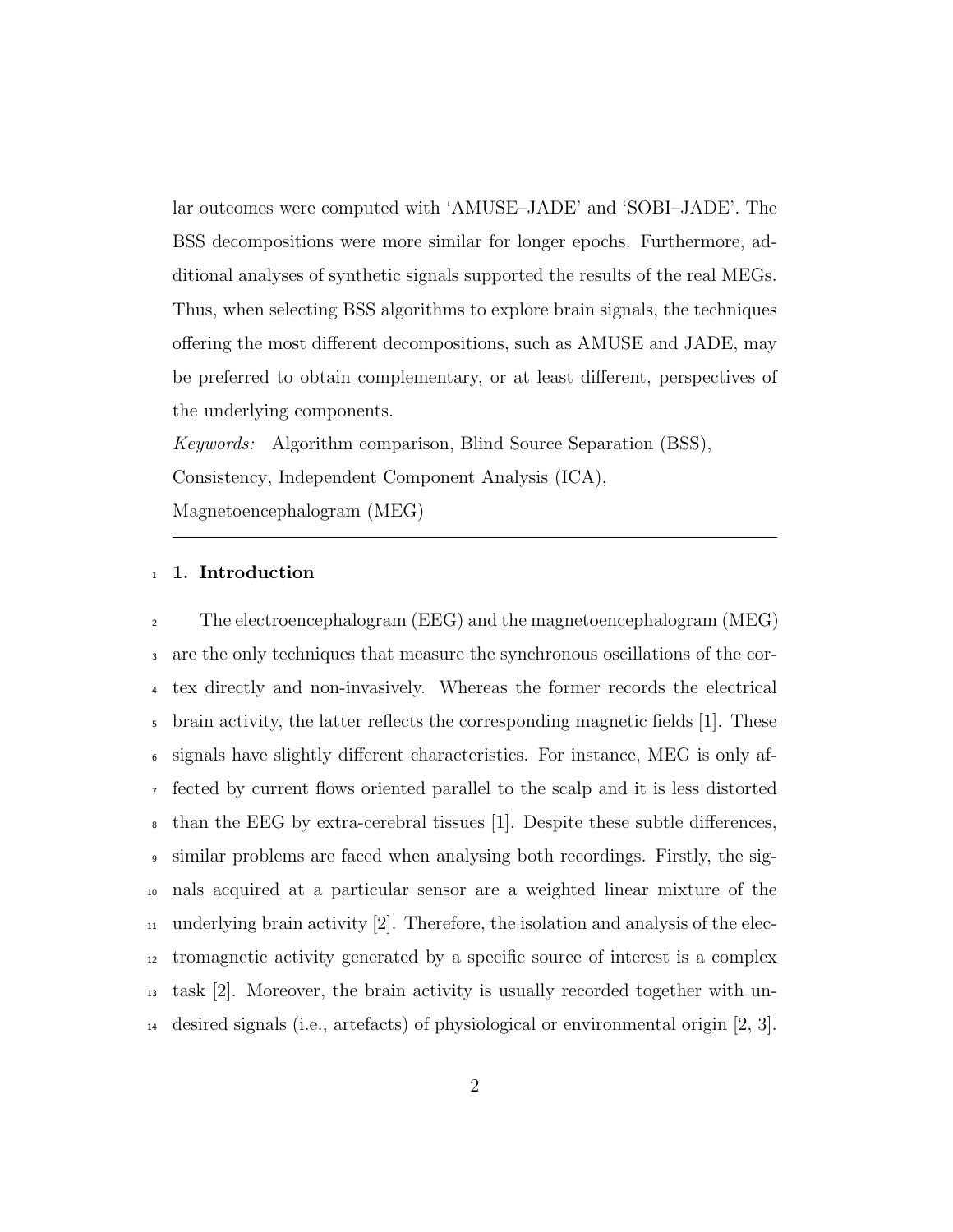lar outcomes were computed with 'AMUSE–JADE' and 'SOBI–JADE'. The BSS decompositions were more similar for longer epochs. Furthermore, additional analyses of synthetic signals supported the results of the real MEGs. Thus, when selecting BSS algorithms to explore brain signals, the techniques offering the most different decompositions, such as AMUSE and JADE, may be preferred to obtain complementary, or at least different, perspectives of the underlying components.

*Keywords:* Algorithm comparison, Blind Source Separation (BSS), Consistency, Independent Component Analysis (ICA), Magnetoencephalogram (MEG)

---

## 1. Introduction

The electroencephalogram (EEG) and the magnetoencephalogram (MEG) are the only techniques that measure the synchronous oscillations of the cortex directly and non-invasively. Whereas the former records the electrical brain activity, the latter reflects the corresponding magnetic fields [1]. These signals have slightly different characteristics. For instance, MEG is only affected by current flows oriented parallel to the scalp and it is less distorted than the EEG by extra-cerebral tissues [1]. Despite these subtle differences, similar problems are faced when analysing both recordings. Firstly, the signals acquired at a particular sensor are a weighted linear mixture of the underlying brain activity [2]. Therefore, the isolation and analysis of the electromagnetic activity generated by a specific source of interest is a complex task [2]. Moreover, the brain activity is usually recorded together with undesired signals (i.e., artefacts) of physiological or environmental origin [2, 3].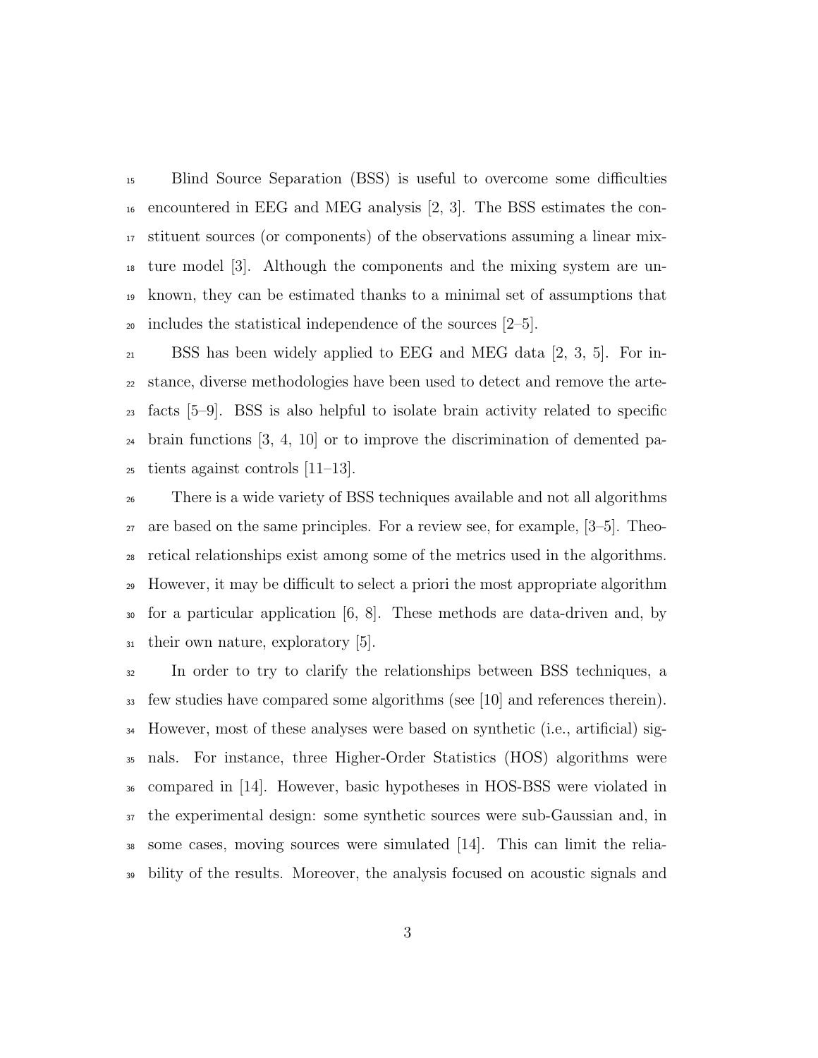Blind Source Separation (BSS) is useful to overcome some difficulties encountered in EEG and MEG analysis [2, 3]. The BSS estimates the constituent sources (or components) of the observations assuming a linear mixture model [3]. Although the components and the mixing system are unknown, they can be estimated thanks to a minimal set of assumptions that includes the statistical independence of the sources [2–5].

BSS has been widely applied to EEG and MEG data [2, 3, 5]. For instance, diverse methodologies have been used to detect and remove the artefacts [5–9]. BSS is also helpful to isolate brain activity related to specific brain functions [3, 4, 10] or to improve the discrimination of demented patients against controls [11–13].

There is a wide variety of BSS techniques available and not all algorithms are based on the same principles. For a review see, for example, [3–5]. Theoretical relationships exist among some of the metrics used in the algorithms. However, it may be difficult to select a priori the most appropriate algorithm for a particular application [6, 8]. These methods are data-driven and, by their own nature, exploratory [5].

In order to try to clarify the relationships between BSS techniques, a few studies have compared some algorithms (see [10] and references therein). However, most of these analyses were based on synthetic (i.e., artificial) signals. For instance, three Higher-Order Statistics (HOS) algorithms were compared in [14]. However, basic hypotheses in HOS-BSS were violated in the experimental design: some synthetic sources were sub-Gaussian and, in some cases, moving sources were simulated [14]. This can limit the reliability of the results. Moreover, the analysis focused on acoustic signals and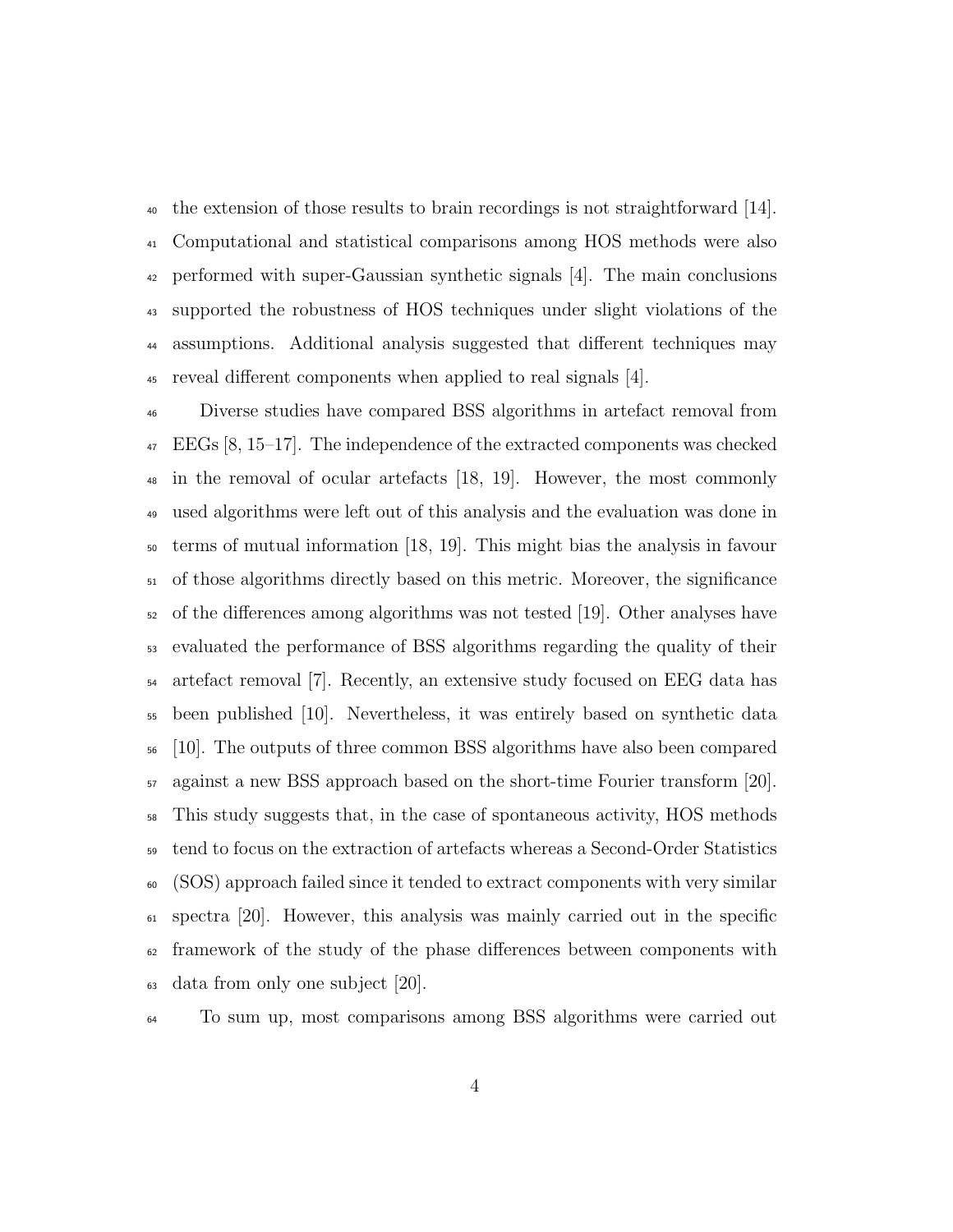the extension of those results to brain recordings is not straightforward [14]. Computational and statistical comparisons among HOS methods were also performed with super-Gaussian synthetic signals [4]. The main conclusions supported the robustness of HOS techniques under slight violations of the assumptions. Additional analysis suggested that different techniques may reveal different components when applied to real signals [4].

Diverse studies have compared BSS algorithms in artefact removal from EEGs [8, 15–17]. The independence of the extracted components was checked in the removal of ocular artefacts [18, 19]. However, the most commonly used algorithms were left out of this analysis and the evaluation was done in terms of mutual information [18, 19]. This might bias the analysis in favour of those algorithms directly based on this metric. Moreover, the significance of the differences among algorithms was not tested [19]. Other analyses have evaluated the performance of BSS algorithms regarding the quality of their artefact removal [7]. Recently, an extensive study focused on EEG data has been published [10]. Nevertheless, it was entirely based on synthetic data [10]. The outputs of three common BSS algorithms have also been compared against a new BSS approach based on the short-time Fourier transform [20]. This study suggests that, in the case of spontaneous activity, HOS methods tend to focus on the extraction of artefacts whereas a Second-Order Statistics (SOS) approach failed since it tended to extract components with very similar spectra [20]. However, this analysis was mainly carried out in the specific framework of the study of the phase differences between components with data from only one subject [20].

To sum up, most comparisons among BSS algorithms were carried out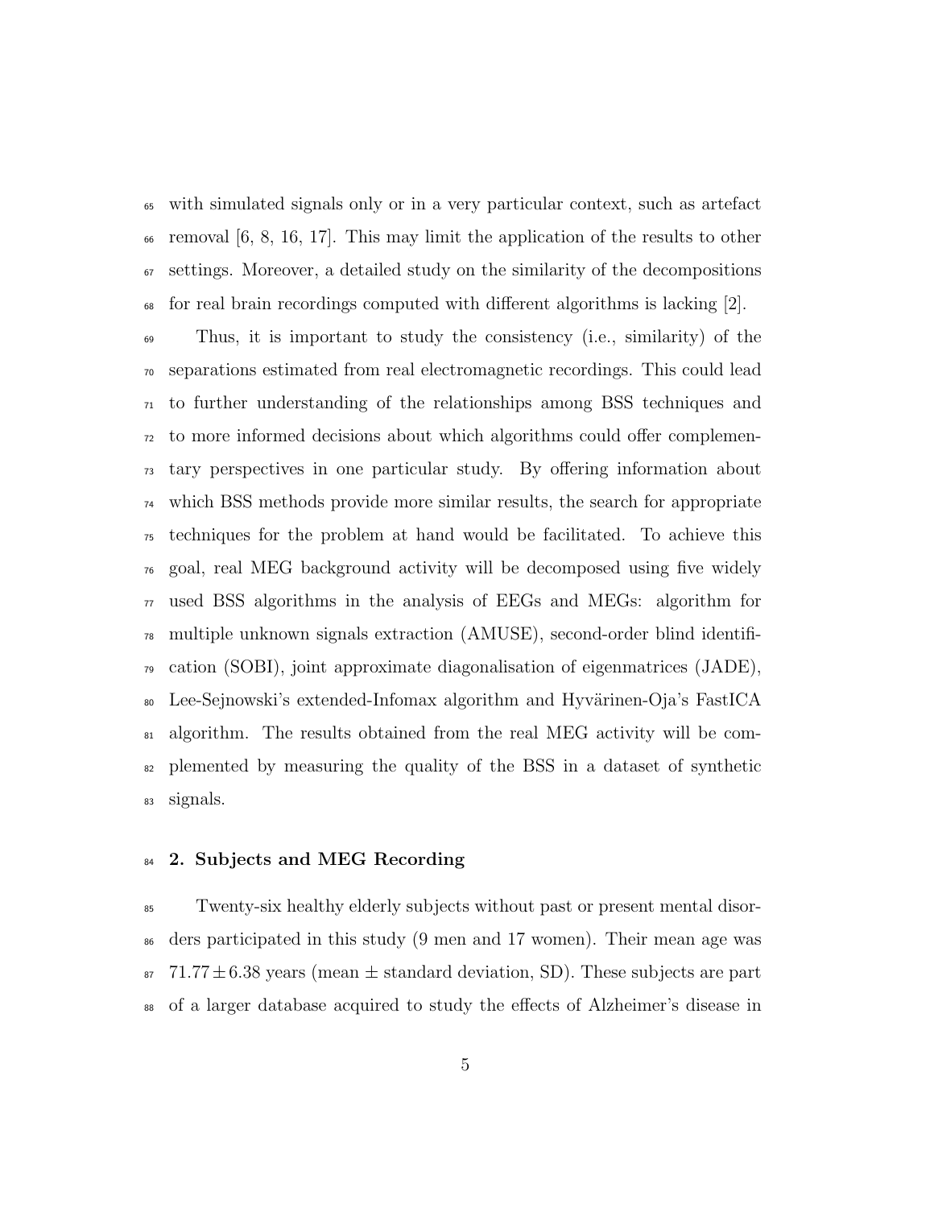with simulated signals only or in a very particular context, such as artefact removal [6, 8, 16, 17]. This may limit the application of the results to other settings. Moreover, a detailed study on the similarity of the decompositions for real brain recordings computed with different algorithms is lacking [2].

Thus, it is important to study the consistency (i.e., similarity) of the separations estimated from real electromagnetic recordings. This could lead to further understanding of the relationships among BSS techniques and to more informed decisions about which algorithms could offer complementary perspectives in one particular study. By offering information about which BSS methods provide more similar results, the search for appropriate techniques for the problem at hand would be facilitated. To achieve this goal, real MEG background activity will be decomposed using five widely used BSS algorithms in the analysis of EEGs and MEGs: algorithm for multiple unknown signals extraction (AMUSE), second-order blind identification (SOBI), joint approximate diagonalisation of eigenmatrices (JADE), Lee-Sejnowski's extended-Infomax algorithm and Hyvärinen-Oja's FastICA algorithm. The results obtained from the real MEG activity will be complemented by measuring the quality of the BSS in a dataset of synthetic signals.

## 2. Subjects and MEG Recording

Twenty-six healthy elderly subjects without past or present mental disorders participated in this study (9 men and 17 women). Their mean age was $71.77 \pm 6.38$ years (mean $\pm$ standard deviation, SD). These subjects are part of a larger database acquired to study the effects of Alzheimer's disease in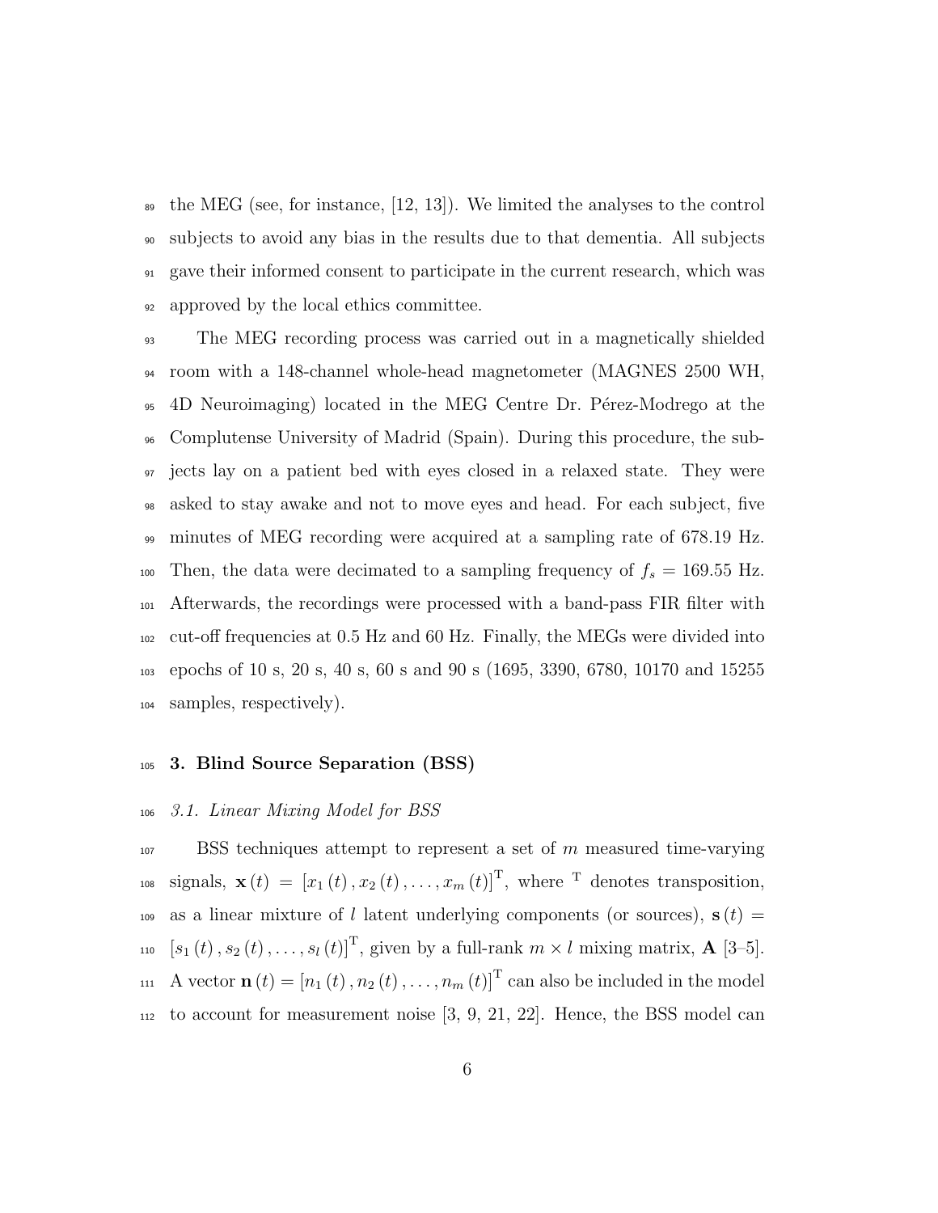the MEG (see, for instance, [12, 13]). We limited the analyses to the control subjects to avoid any bias in the results due to that dementia. All subjects gave their informed consent to participate in the current research, which was approved by the local ethics committee.

The MEG recording process was carried out in a magnetically shielded room with a 148-channel whole-head magnetometer (MAGNES 2500 WH, 4D Neuroimaging) located in the MEG Centre Dr. Pérez-Modrego at the Complutense University of Madrid (Spain). During this procedure, the subjects lay on a patient bed with eyes closed in a relaxed state. They were asked to stay awake and not to move eyes and head. For each subject, five minutes of MEG recording were acquired at a sampling rate of 678.19 Hz. Then, the data were decimated to a sampling frequency of $f_s = 169.55$ Hz. Afterwards, the recordings were processed with a band-pass FIR filter with cut-off frequencies at 0.5 Hz and 60 Hz. Finally, the MEGs were divided into epochs of 10 s, 20 s, 40 s, 60 s and 90 s (1695, 3390, 6780, 10170 and 15255 samples, respectively).

## 3. Blind Source Separation (BSS)

### *3.1. Linear Mixing Model for BSS*

BSS techniques attempt to represent a set of $m$ measured time-varying signals, $\mathbf{x}(t) = [x_1(t), x_2(t), \ldots, x_m(t)]^{\mathrm{T}}$, where $^{\mathrm{T}}$ denotes transposition, as a linear mixture of $l$ latent underlying components (or sources), $\mathbf{s}(t) = [s_1(t), s_2(t), \ldots, s_l(t)]^{\mathrm{T}}$, given by a full-rank $m \times l$ mixing matrix, $\mathbf{A}$ [3–5]. A vector $\mathbf{n}(t) = [n_1(t), n_2(t), \ldots, n_m(t)]^{\mathrm{T}}$ can also be included in the model to account for measurement noise [3, 9, 21, 22]. Hence, the BSS model can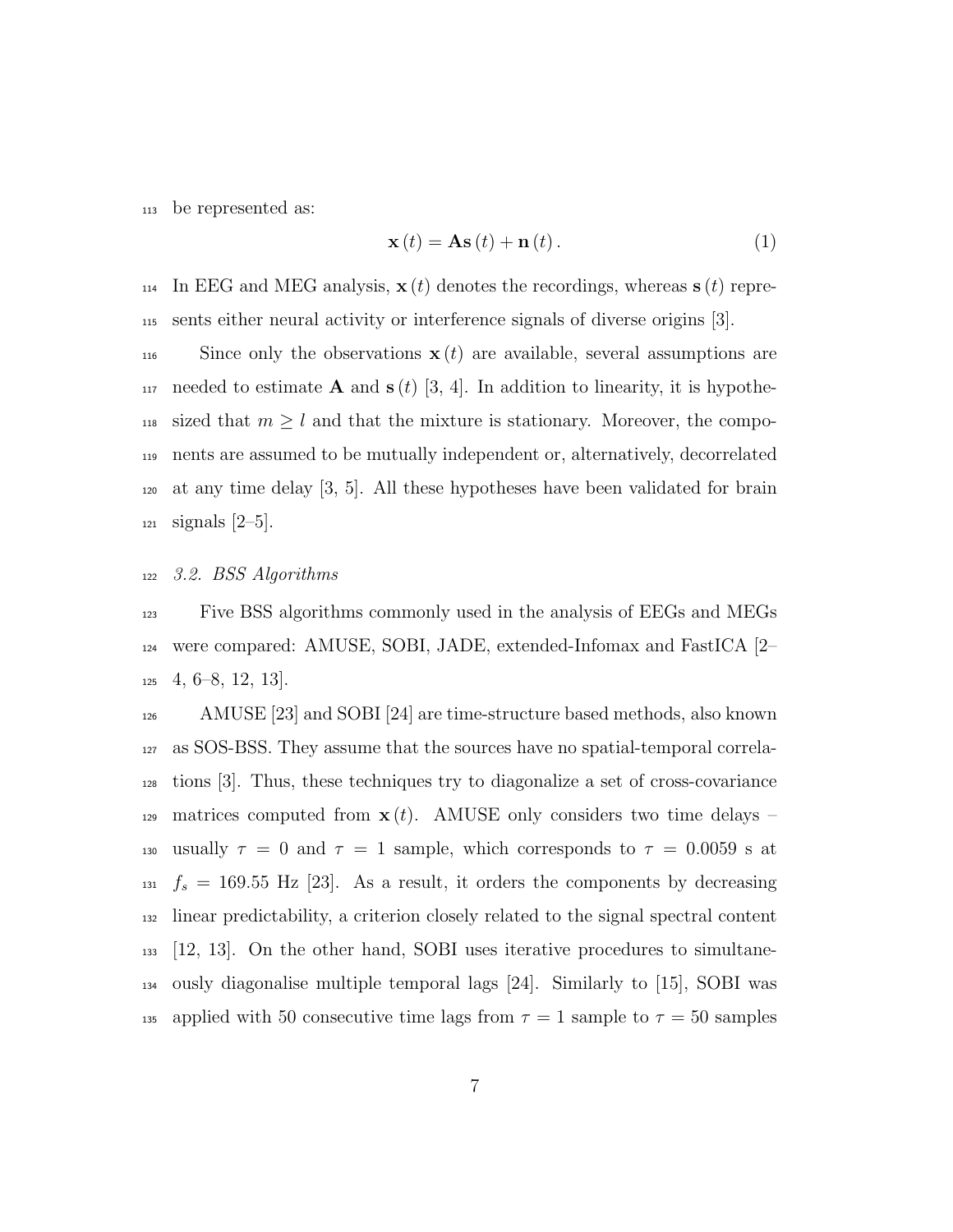be represented as:

$$\mathbf{x}(t) = \mathbf{A}\mathbf{s}(t) + \mathbf{n}(t). \tag{1}$$

In EEG and MEG analysis, $\mathbf{x}(t)$ denotes the recordings, whereas $\mathbf{s}(t)$ represents either neural activity or interference signals of diverse origins [3].

Since only the observations $\mathbf{x}(t)$ are available, several assumptions are needed to estimate $\mathbf{A}$ and $\mathbf{s}(t)$ [3, 4]. In addition to linearity, it is hypothesized that $m \geq l$ and that the mixture is stationary. Moreover, the components are assumed to be mutually independent or, alternatively, decorrelated at any time delay [3, 5]. All these hypotheses have been validated for brain signals [2–5].

### *3.2. BSS Algorithms*

Five BSS algorithms commonly used in the analysis of EEGs and MEGs were compared: AMUSE, SOBI, JADE, extended-Infomax and FastICA [2–4, 6–8, 12, 13].

AMUSE [23] and SOBI [24] are time-structure based methods, also known as SOS-BSS. They assume that the sources have no spatial-temporal correlations [3]. Thus, these techniques try to diagonalize a set of cross-covariance matrices computed from $\mathbf{x}(t)$. AMUSE only considers two time delays – usually $\tau = 0$ and $\tau = 1$ sample, which corresponds to $\tau = 0.0059$ s at $f_s = 169.55$ Hz [23]. As a result, it orders the components by decreasing linear predictability, a criterion closely related to the signal spectral content [12, 13]. On the other hand, SOBI uses iterative procedures to simultaneously diagonalise multiple temporal lags [24]. Similarly to [15], SOBI was applied with 50 consecutive time lags from $\tau = 1$ sample to $\tau = 50$ samples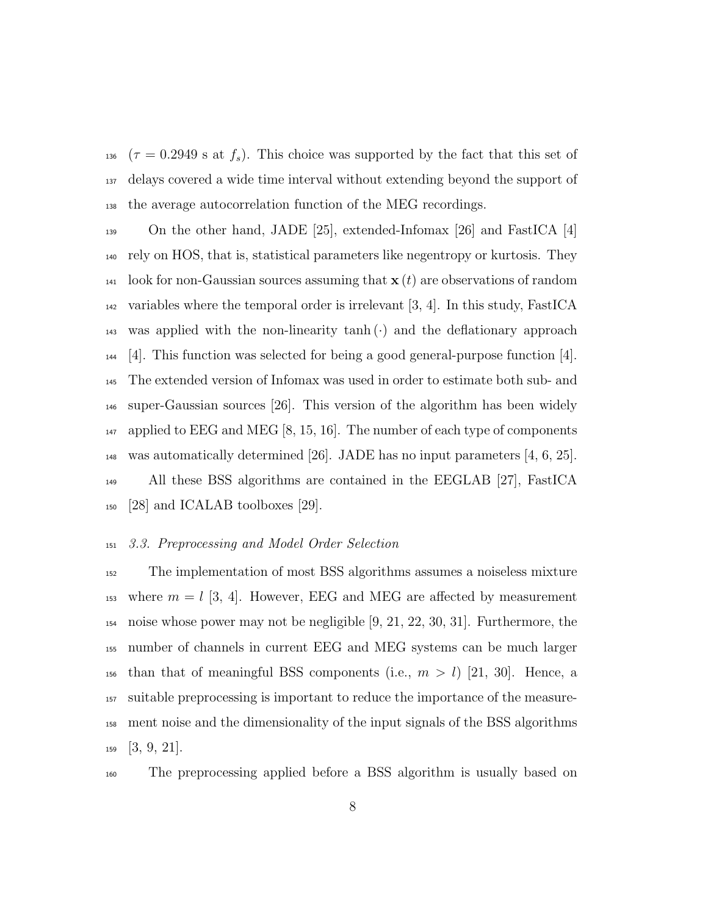($\tau = 0.2949$ s at $f_s$). This choice was supported by the fact that this set of delays covered a wide time interval without extending beyond the support of the average autocorrelation function of the MEG recordings.

On the other hand, JADE [25], extended-Infomax [26] and FastICA [4] rely on HOS, that is, statistical parameters like negentropy or kurtosis. They look for non-Gaussian sources assuming that $\mathbf{x}(t)$ are observations of random variables where the temporal order is irrelevant [3, 4]. In this study, FastICA was applied with the non-linearity $\tanh(\cdot)$ and the deflationary approach [4]. This function was selected for being a good general-purpose function [4]. The extended version of Infomax was used in order to estimate both sub- and super-Gaussian sources [26]. This version of the algorithm has been widely applied to EEG and MEG [8, 15, 16]. The number of each type of components was automatically determined [26]. JADE has no input parameters [4, 6, 25].

All these BSS algorithms are contained in the EEGLAB [27], FastICA [28] and ICALAB toolboxes [29].

### *3.3. Preprocessing and Model Order Selection*

The implementation of most BSS algorithms assumes a noiseless mixture where $m = l$ [3, 4]. However, EEG and MEG are affected by measurement noise whose power may not be negligible [9, 21, 22, 30, 31]. Furthermore, the number of channels in current EEG and MEG systems can be much larger than that of meaningful BSS components (i.e., $m > l$) [21, 30]. Hence, a suitable preprocessing is important to reduce the importance of the measurement noise and the dimensionality of the input signals of the BSS algorithms [3, 9, 21].

The preprocessing applied before a BSS algorithm is usually based on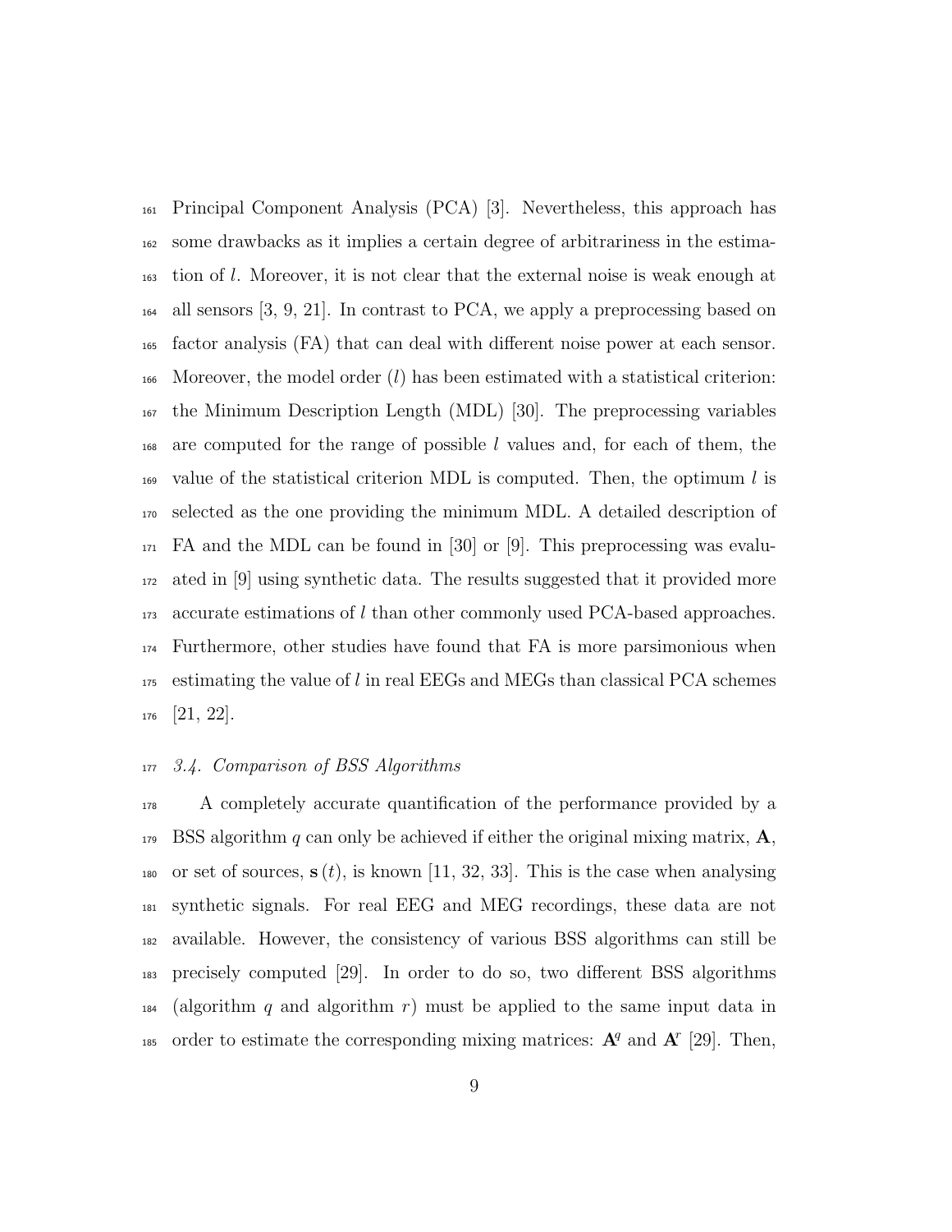Principal Component Analysis (PCA) [3]. Nevertheless, this approach has some drawbacks as it implies a certain degree of arbitrariness in the estimation of $l$. Moreover, it is not clear that the external noise is weak enough at all sensors [3, 9, 21]. In contrast to PCA, we apply a preprocessing based on factor analysis (FA) that can deal with different noise power at each sensor. Moreover, the model order ($l$) has been estimated with a statistical criterion: the Minimum Description Length (MDL) [30]. The preprocessing variables are computed for the range of possible $l$ values and, for each of them, the value of the statistical criterion MDL is computed. Then, the optimum $l$ is selected as the one providing the minimum MDL. A detailed description of FA and the MDL can be found in [30] or [9]. This preprocessing was evaluated in [9] using synthetic data. The results suggested that it provided more accurate estimations of $l$ than other commonly used PCA-based approaches. Furthermore, other studies have found that FA is more parsimonious when estimating the value of $l$ in real EEGs and MEGs than classical PCA schemes [21, 22].

### *3.4. Comparison of BSS Algorithms*

A completely accurate quantification of the performance provided by a BSS algorithm $q$ can only be achieved if either the original mixing matrix, $\mathbf{A}$, or set of sources, $\mathbf{s}(t)$, is known [11, 32, 33]. This is the case when analysing synthetic signals. For real EEG and MEG recordings, these data are not available. However, the consistency of various BSS algorithms can still be precisely computed [29]. In order to do so, two different BSS algorithms (algorithm $q$ and algorithm $r$) must be applied to the same input data in order to estimate the corresponding mixing matrices: $\mathbf{A}^q$ and $\mathbf{A}^r$ [29]. Then,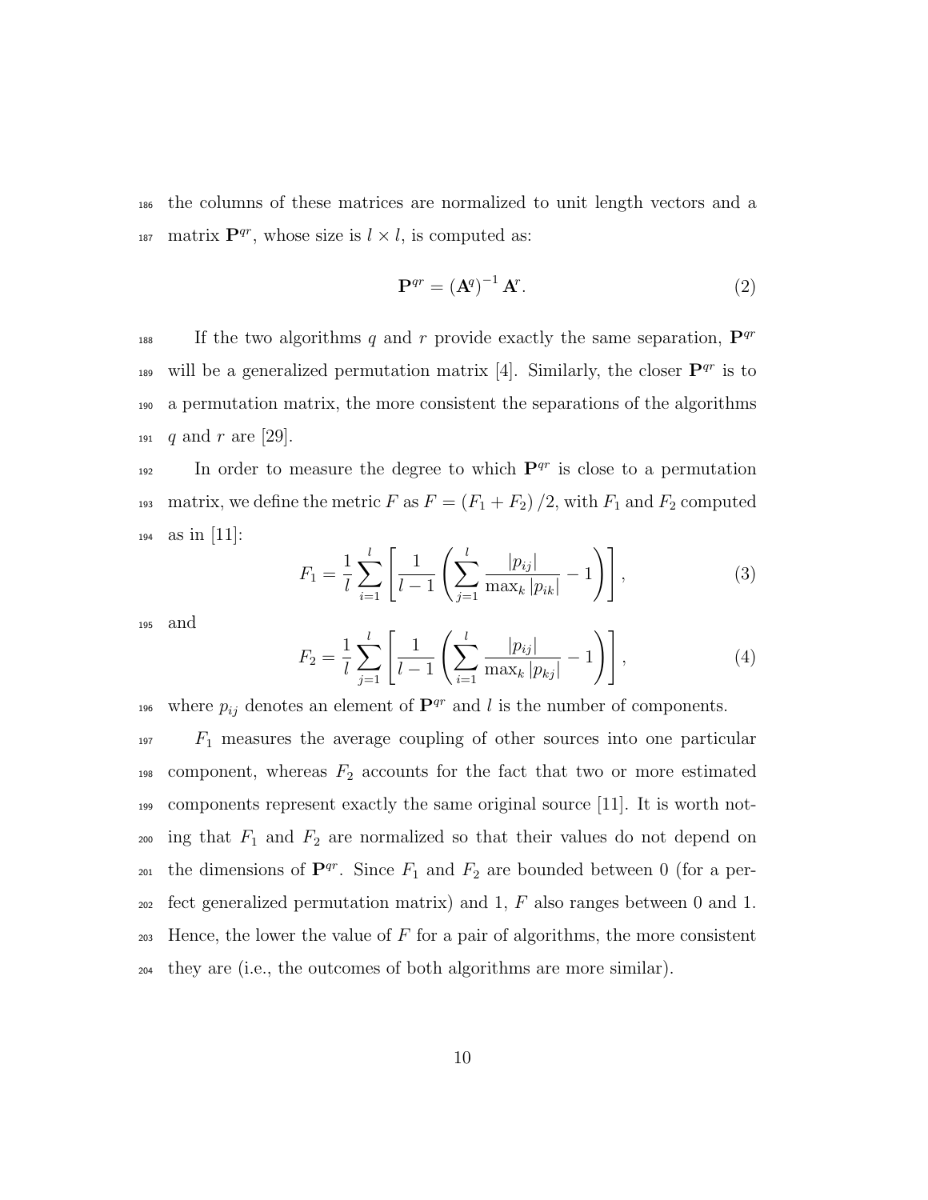the columns of these matrices are normalized to unit length vectors and a matrix $\mathbf{P}^{qr}$, whose size is $l \times l$, is computed as:

$$\mathbf{P}^{qr} = \left(\mathbf{A}^{q}\right)^{-1} \mathbf{A}^{r}. \tag{2}$$

If the two algorithms $q$ and $r$ provide exactly the same separation, $\mathbf{P}^{qr}$ will be a generalized permutation matrix [4]. Similarly, the closer $\mathbf{P}^{qr}$ is to a permutation matrix, the more consistent the separations of the algorithms $q$ and $r$ are [29].

In order to measure the degree to which $\mathbf{P}^{qr}$ is close to a permutation matrix, we define the metric $F$ as $F = (F_1 + F_2)/2$, with $F_1$ and $F_2$ computed as in [11]:

$$F_1 = \frac{1}{l} \sum_{i=1}^{l} \left[ \frac{1}{l-1} \left( \sum_{j=1}^{l} \frac{|p_{ij}|}{\max_k |p_{ik}|} - 1 \right) \right], \tag{3}$$

and

$$F_2 = \frac{1}{l} \sum_{j=1}^{l} \left[ \frac{1}{l-1} \left( \sum_{i=1}^{l} \frac{|p_{ij}|}{\max_k |p_{kj}|} - 1 \right) \right], \tag{4}$$

where $p_{ij}$ denotes an element of $\mathbf{P}^{qr}$ and $l$ is the number of components.

$F_1$ measures the average coupling of other sources into one particular component, whereas $F_2$ accounts for the fact that two or more estimated components represent exactly the same original source [11]. It is worth noting that $F_1$ and $F_2$ are normalized so that their values do not depend on the dimensions of $\mathbf{P}^{qr}$. Since $F_1$ and $F_2$ are bounded between 0 (for a perfect generalized permutation matrix) and 1, $F$ also ranges between 0 and 1. Hence, the lower the value of $F$ for a pair of algorithms, the more consistent they are (i.e., the outcomes of both algorithms are more similar).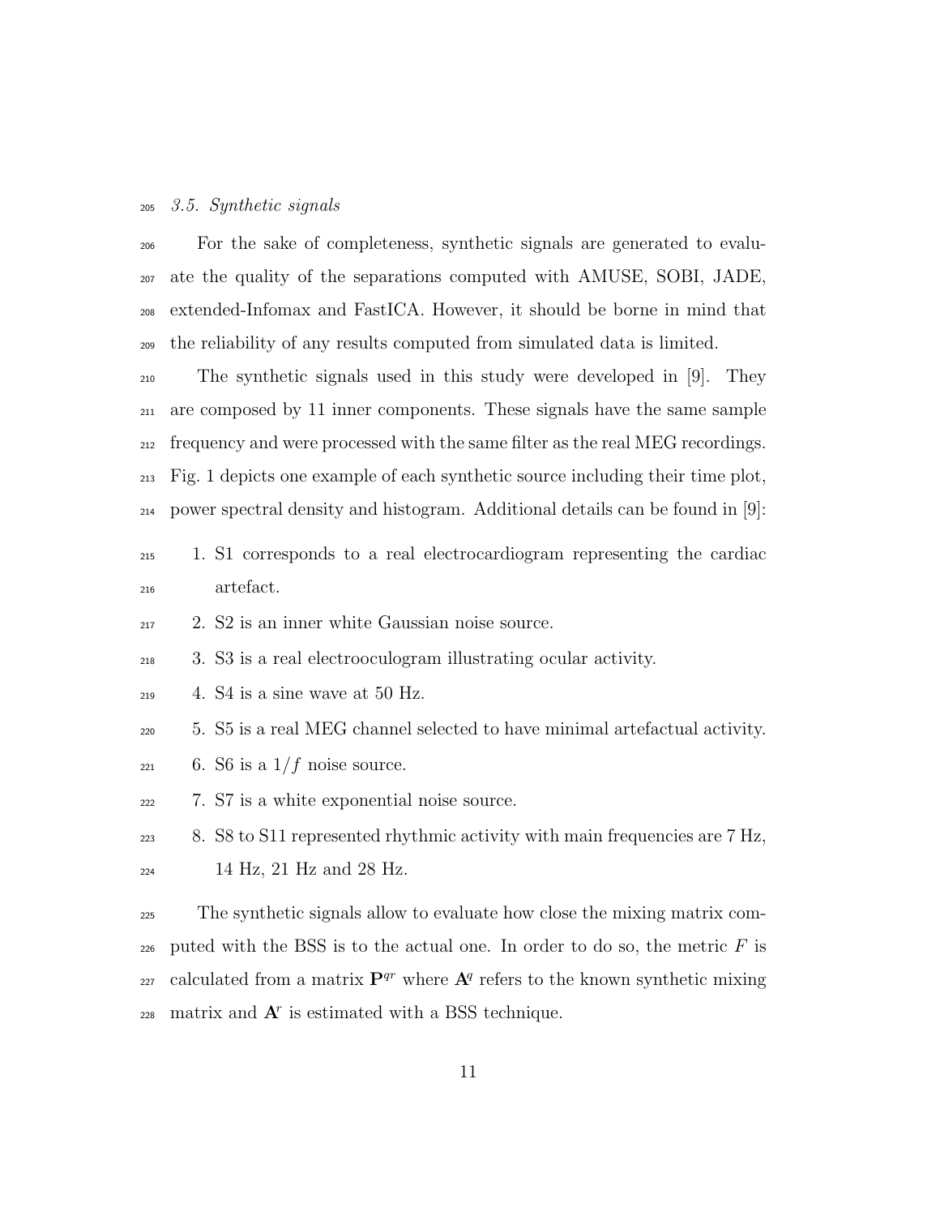### 3.5. Synthetic signals

For the sake of completeness, synthetic signals are generated to evaluate the quality of the separations computed with AMUSE, SOBI, JADE, extended-Infomax and FastICA. However, it should be borne in mind that the reliability of any results computed from simulated data is limited.

The synthetic signals used in this study were developed in [9]. They are composed by 11 inner components. These signals have the same sample frequency and were processed with the same filter as the real MEG recordings. Fig. 1 depicts one example of each synthetic source including their time plot, power spectral density and histogram. Additional details can be found in [9]:

1. S1 corresponds to a real electrocardiogram representing the cardiac artefact.
2. S2 is an inner white Gaussian noise source.
3. S3 is a real electrooculogram illustrating ocular activity.
4. S4 is a sine wave at 50 Hz.
5. S5 is a real MEG channel selected to have minimal artefactual activity.
6. S6 is a $1/f$ noise source.
7. S7 is a white exponential noise source.
8. S8 to S11 represented rhythmic activity with main frequencies are 7 Hz, 14 Hz, 21 Hz and 28 Hz.

The synthetic signals allow to evaluate how close the mixing matrix computed with the BSS is to the actual one. In order to do so, the metric $F$ is calculated from a matrix $\mathbf{P}^{qr}$ where $\mathbf{A}^{q}$ refers to the known synthetic mixing matrix and $\mathbf{A}^{r}$ is estimated with a BSS technique.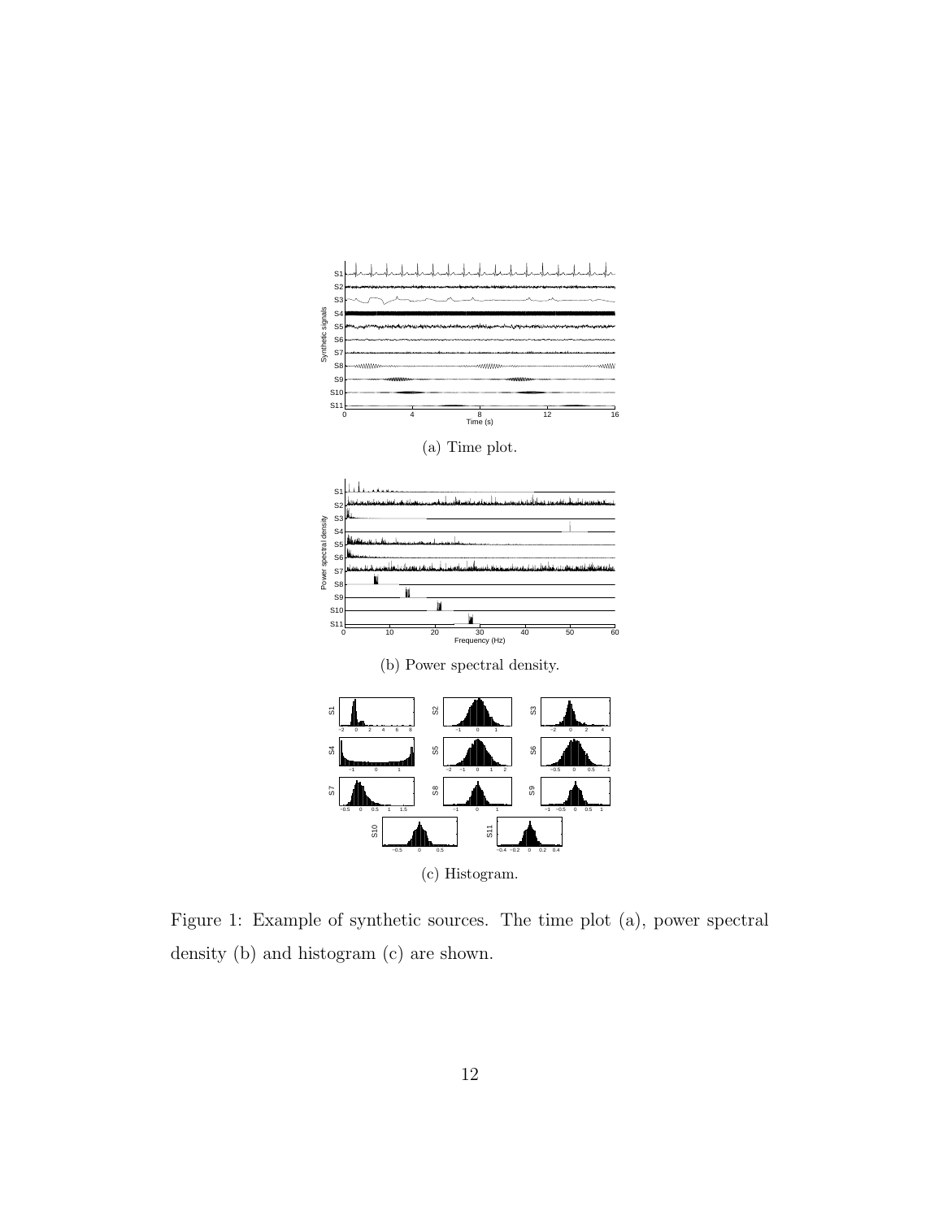(a) Time plot.

(b) Power spectral density.

(c) Histogram.

Figure 1: Example of synthetic sources. The time plot (a), power spectral density (b) and histogram (c) are shown.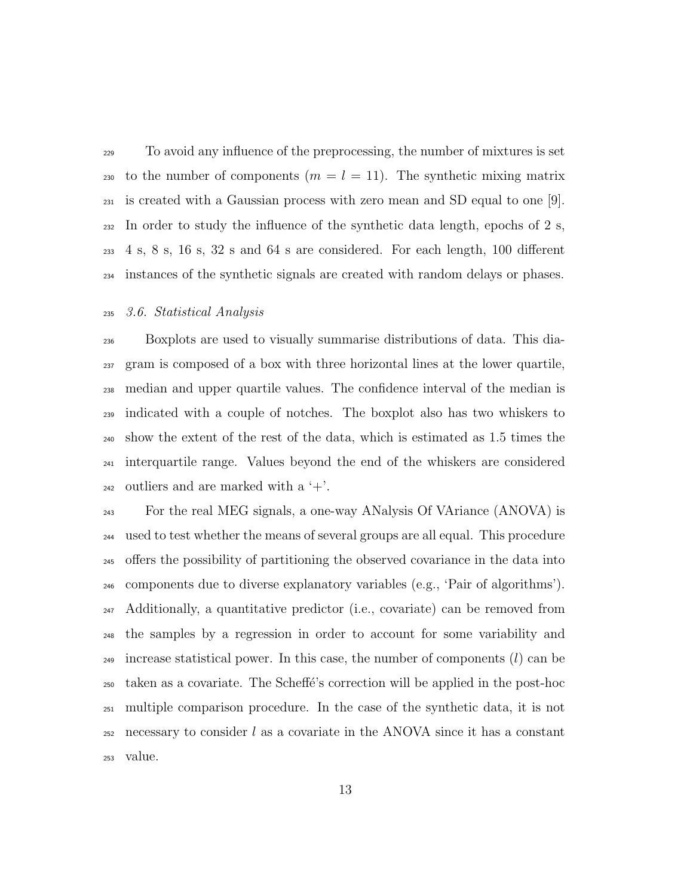To avoid any influence of the preprocessing, the number of mixtures is set to the number of components ($m = l = 11$). The synthetic mixing matrix is created with a Gaussian process with zero mean and SD equal to one [9]. In order to study the influence of the synthetic data length, epochs of 2 s, 4 s, 8 s, 16 s, 32 s and 64 s are considered. For each length, 100 different instances of the synthetic signals are created with random delays or phases.

### *3.6. Statistical Analysis*

Boxplots are used to visually summarise distributions of data. This diagram is composed of a box with three horizontal lines at the lower quartile, median and upper quartile values. The confidence interval of the median is indicated with a couple of notches. The boxplot also has two whiskers to show the extent of the rest of the data, which is estimated as 1.5 times the interquartile range. Values beyond the end of the whiskers are considered outliers and are marked with a '+'.

For the real MEG signals, a one-way ANalysis Of VAriance (ANOVA) is used to test whether the means of several groups are all equal. This procedure offers the possibility of partitioning the observed covariance in the data into components due to diverse explanatory variables (e.g., 'Pair of algorithms'). Additionally, a quantitative predictor (i.e., covariate) can be removed from the samples by a regression in order to account for some variability and increase statistical power. In this case, the number of components ($l$) can be taken as a covariate. The Scheffé's correction will be applied in the post-hoc multiple comparison procedure. In the case of the synthetic data, it is not necessary to consider $l$ as a covariate in the ANOVA since it has a constant value.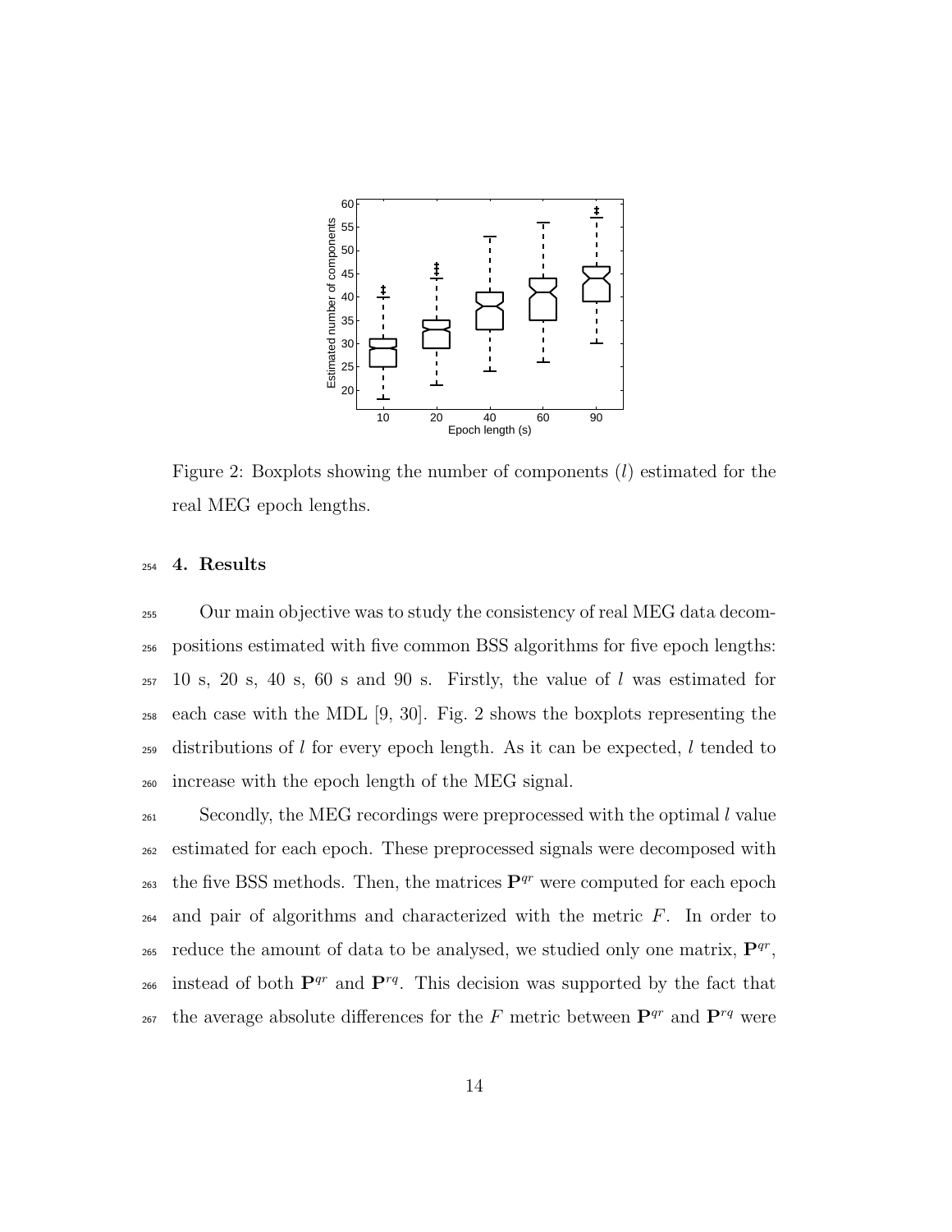Figure 2: Boxplots showing the number of components ($l$) estimated for the real MEG epoch lengths.

## 4. Results

Our main objective was to study the consistency of real MEG data decompositions estimated with five common BSS algorithms for five epoch lengths: 10 s, 20 s, 40 s, 60 s and 90 s. Firstly, the value of $l$ was estimated for each case with the MDL [9, 30]. Fig. 2 shows the boxplots representing the distributions of $l$ for every epoch length. As it can be expected, $l$ tended to increase with the epoch length of the MEG signal.

Secondly, the MEG recordings were preprocessed with the optimal $l$ value estimated for each epoch. These preprocessed signals were decomposed with the five BSS methods. Then, the matrices $\mathbf{P}^{qr}$ were computed for each epoch and pair of algorithms and characterized with the metric $F$. In order to reduce the amount of data to be analysed, we studied only one matrix, $\mathbf{P}^{qr}$, instead of both $\mathbf{P}^{qr}$ and $\mathbf{P}^{rq}$. This decision was supported by the fact that the average absolute differences for the $F$ metric between $\mathbf{P}^{qr}$ and $\mathbf{P}^{rq}$ were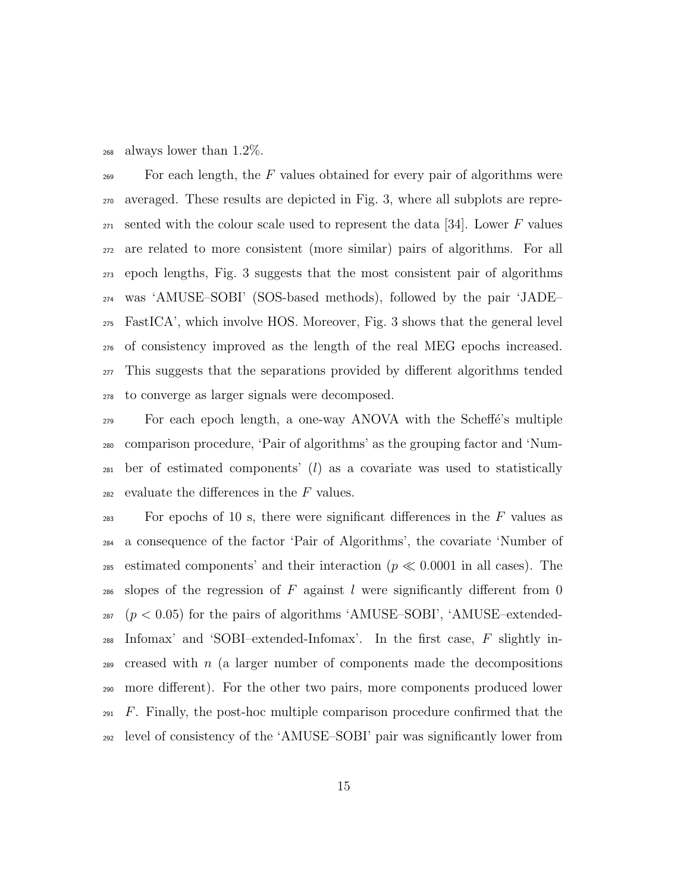always lower than 1.2%.

For each length, the $F$ values obtained for every pair of algorithms were averaged. These results are depicted in Fig. 3, where all subplots are represented with the colour scale used to represent the data [34]. Lower $F$ values are related to more consistent (more similar) pairs of algorithms. For all epoch lengths, Fig. 3 suggests that the most consistent pair of algorithms was 'AMUSE–SOBI' (SOS-based methods), followed by the pair 'JADE–FastICA', which involve HOS. Moreover, Fig. 3 shows that the general level of consistency improved as the length of the real MEG epochs increased. This suggests that the separations provided by different algorithms tended to converge as larger signals were decomposed.

For each epoch length, a one-way ANOVA with the Scheffé's multiple comparison procedure, 'Pair of algorithms' as the grouping factor and 'Number of estimated components' ($l$) as a covariate was used to statistically evaluate the differences in the $F$ values.

For epochs of 10 s, there were significant differences in the $F$ values as a consequence of the factor 'Pair of Algorithms', the covariate 'Number of estimated components' and their interaction ($p \ll 0.0001$ in all cases). The slopes of the regression of $F$ against $l$ were significantly different from 0 ($p < 0.05$) for the pairs of algorithms 'AMUSE–SOBI', 'AMUSE–extended-Infomax' and 'SOBI–extended-Infomax'. In the first case, $F$ slightly increased with $n$ (a larger number of components made the decompositions more different). For the other two pairs, more components produced lower $F$. Finally, the post-hoc multiple comparison procedure confirmed that the level of consistency of the 'AMUSE–SOBI' pair was significantly lower from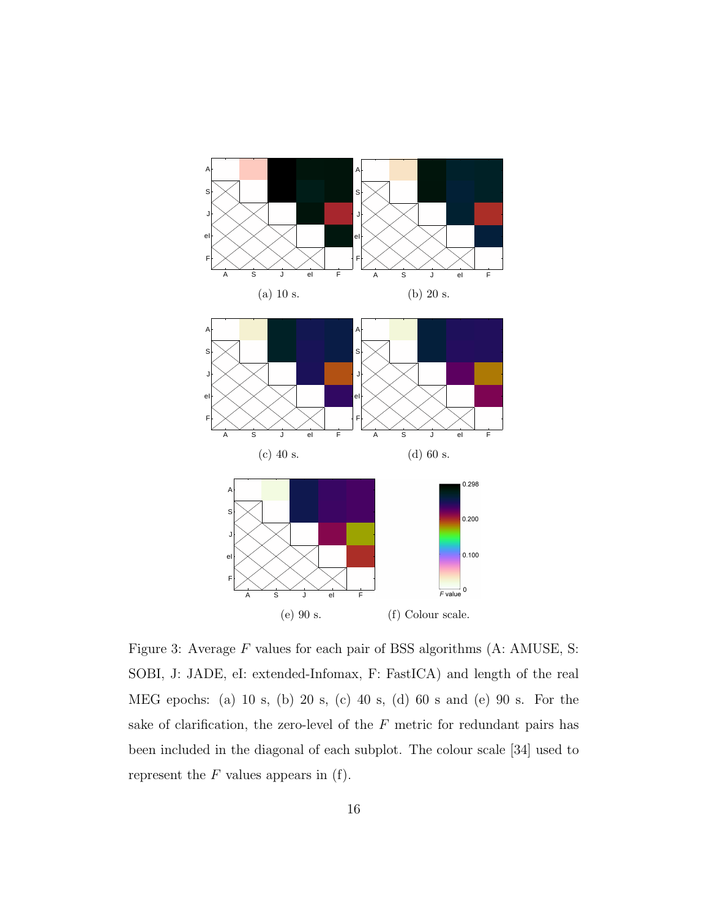(a) 10 s.

(b) 20 s.

(c) 40 s.

(d) 60 s.

(e) 90 s.

(f) Colour scale.

Figure 3: Average $F$ values for each pair of BSS algorithms (A: AMUSE, S: SOBI, J: JADE, eI: extended-Infomax, F: FastICA) and length of the real MEG epochs: (a) 10 s, (b) 20 s, (c) 40 s, (d) 60 s and (e) 90 s. For the sake of clarification, the zero-level of the $F$ metric for redundant pairs has been included in the diagonal of each subplot. The colour scale [34] used to represent the $F$ values appears in (f).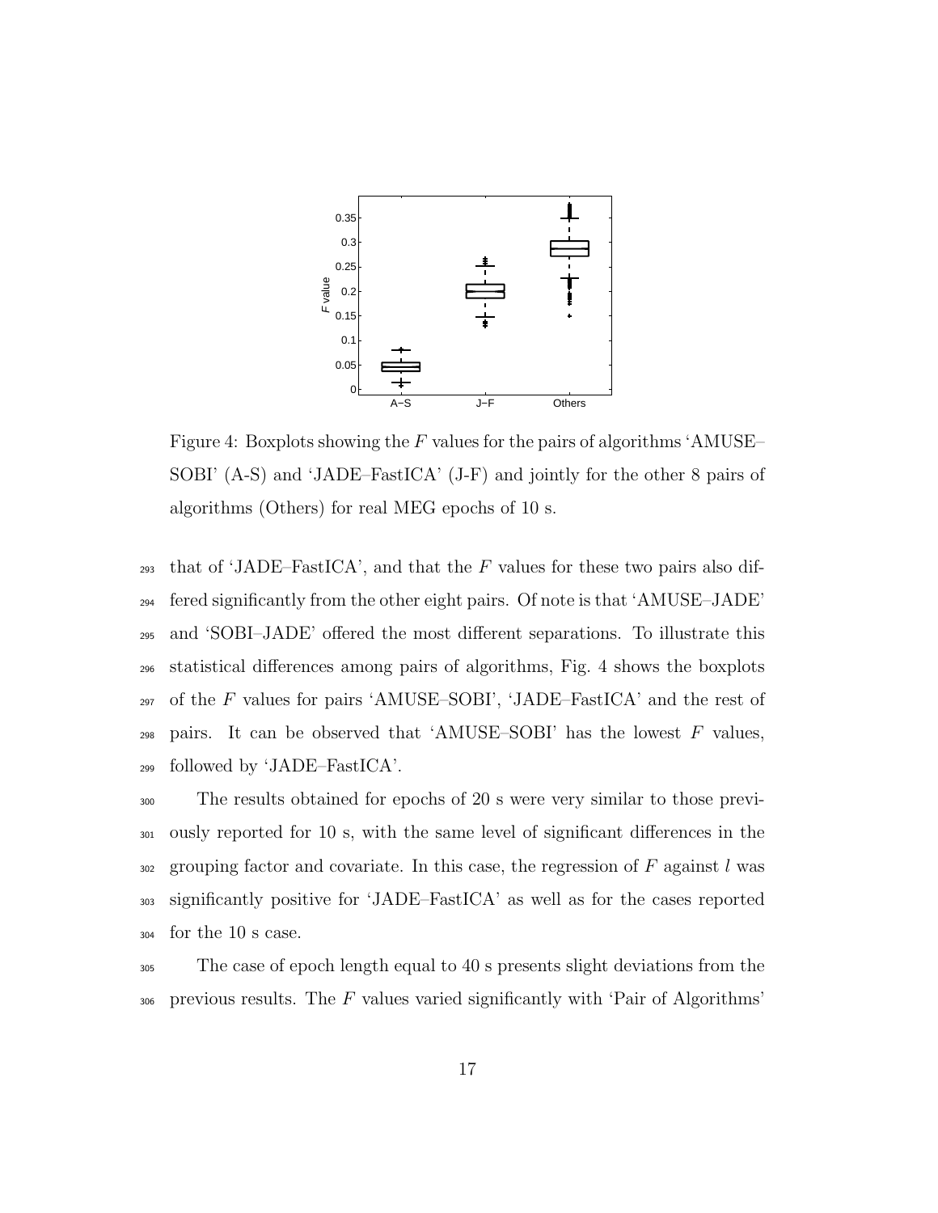Figure 4: Boxplots showing the $F$ values for the pairs of algorithms 'AMUSE–SOBI' (A-S) and 'JADE–FastICA' (J-F) and jointly for the other 8 pairs of algorithms (Others) for real MEG epochs of 10 s.

that of 'JADE–FastICA', and that the $F$ values for these two pairs also differed significantly from the other eight pairs. Of note is that 'AMUSE–JADE' and 'SOBI–JADE' offered the most different separations. To illustrate this statistical differences among pairs of algorithms, Fig. 4 shows the boxplots of the $F$ values for pairs 'AMUSE–SOBI', 'JADE–FastICA' and the rest of pairs. It can be observed that 'AMUSE–SOBI' has the lowest $F$ values, followed by 'JADE–FastICA'.

The results obtained for epochs of 20 s were very similar to those previously reported for 10 s, with the same level of significant differences in the grouping factor and covariate. In this case, the regression of $F$ against $l$ was significantly positive for 'JADE–FastICA' as well as for the cases reported for the 10 s case.

The case of epoch length equal to 40 s presents slight deviations from the previous results. The $F$ values varied significantly with 'Pair of Algorithms'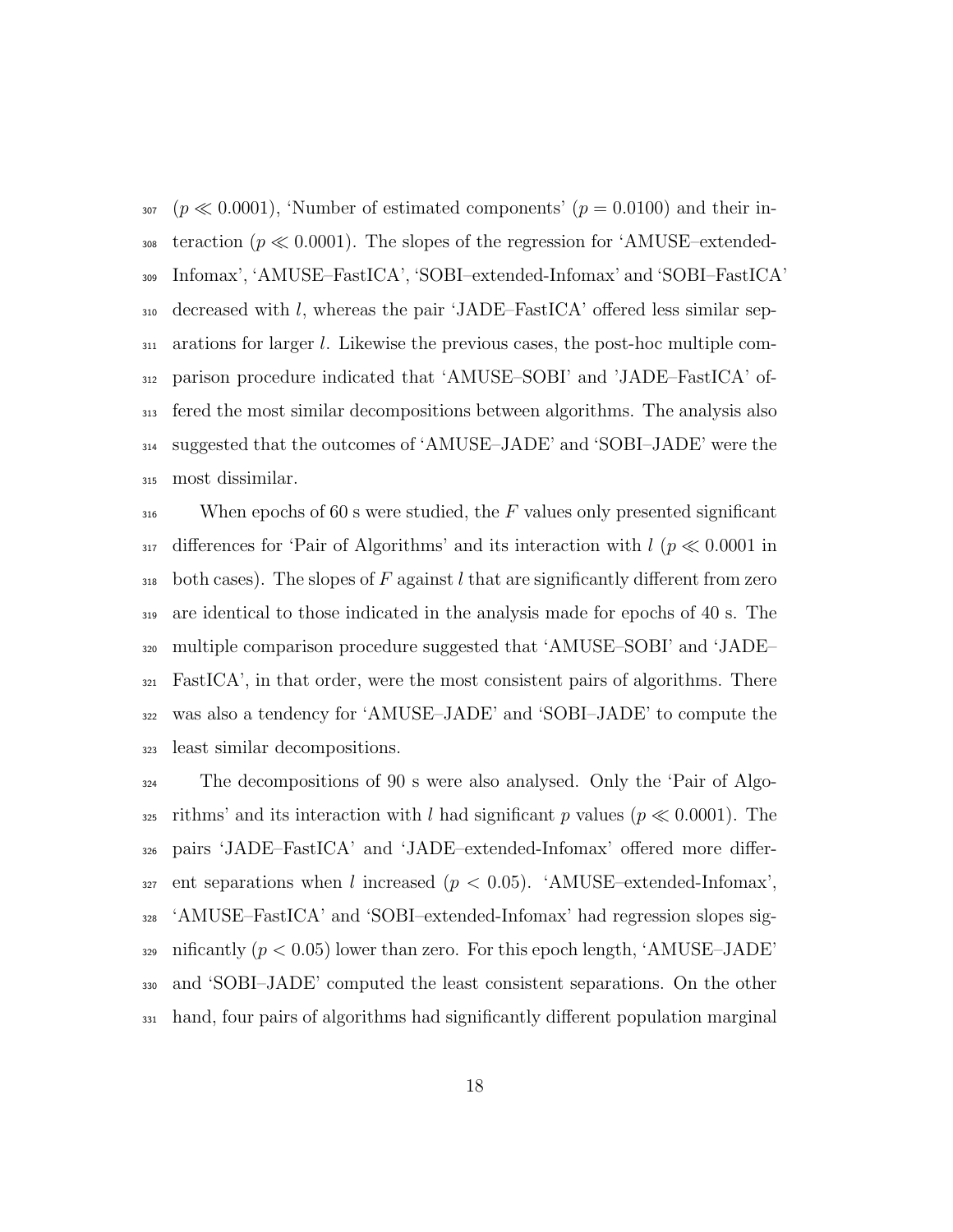($p \ll 0.0001$), 'Number of estimated components' ($p = 0.0100$) and their interaction ($p \ll 0.0001$). The slopes of the regression for 'AMUSE–extended-Infomax', 'AMUSE–FastICA', 'SOBI–extended-Infomax' and 'SOBI–FastICA' decreased with $l$, whereas the pair 'JADE–FastICA' offered less similar separations for larger $l$. Likewise the previous cases, the post-hoc multiple comparison procedure indicated that 'AMUSE–SOBI' and 'JADE–FastICA' offered the most similar decompositions between algorithms. The analysis also suggested that the outcomes of 'AMUSE–JADE' and 'SOBI–JADE' were the most dissimilar.

When epochs of 60 s were studied, the $F$ values only presented significant differences for 'Pair of Algorithms' and its interaction with $l$ ($p \ll 0.0001$ in both cases). The slopes of $F$ against $l$ that are significantly different from zero are identical to those indicated in the analysis made for epochs of 40 s. The multiple comparison procedure suggested that 'AMUSE–SOBI' and 'JADE–FastICA', in that order, were the most consistent pairs of algorithms. There was also a tendency for 'AMUSE–JADE' and 'SOBI–JADE' to compute the least similar decompositions.

The decompositions of 90 s were also analysed. Only the 'Pair of Algorithms' and its interaction with $l$ had significant $p$ values ($p \ll 0.0001$). The pairs 'JADE–FastICA' and 'JADE–extended-Infomax' offered more different separations when $l$ increased ($p < 0.05$). 'AMUSE–extended-Infomax', 'AMUSE–FastICA' and 'SOBI–extended-Infomax' had regression slopes significantly ($p < 0.05$) lower than zero. For this epoch length, 'AMUSE–JADE' and 'SOBI–JADE' computed the least consistent separations. On the other hand, four pairs of algorithms had significantly different population marginal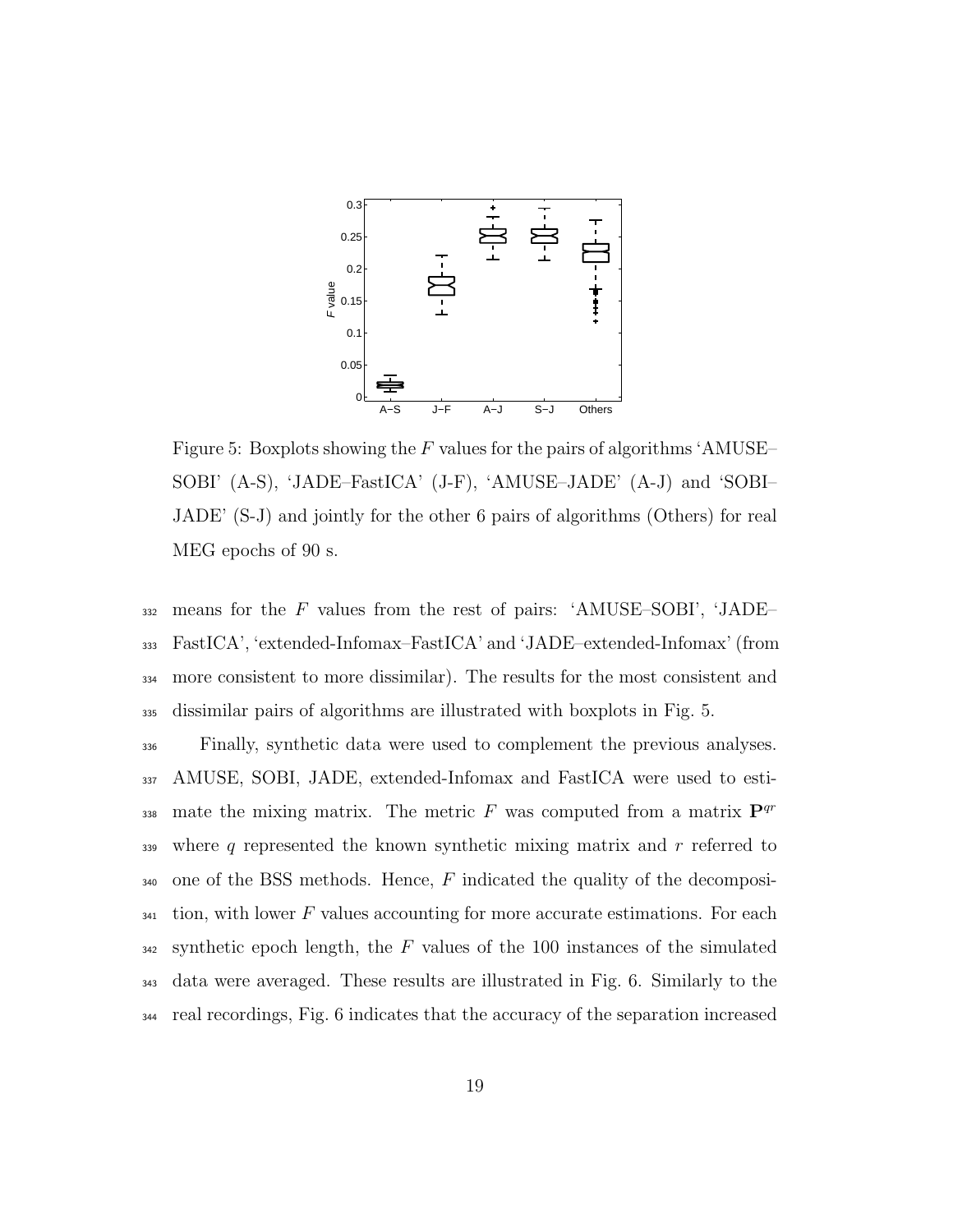Figure 5: Boxplots showing the $F$ values for the pairs of algorithms 'AMUSE–SOBI' (A-S), 'JADE–FastICA' (J-F), 'AMUSE–JADE' (A-J) and 'SOBI–JADE' (S-J) and jointly for the other 6 pairs of algorithms (Others) for real MEG epochs of 90 s.

means for the $F$ values from the rest of pairs: 'AMUSE–SOBI', 'JADE–FastICA', 'extended-Infomax–FastICA' and 'JADE–extended-Infomax' (from more consistent to more dissimilar). The results for the most consistent and dissimilar pairs of algorithms are illustrated with boxplots in Fig. 5.

Finally, synthetic data were used to complement the previous analyses. AMUSE, SOBI, JADE, extended-Infomax and FastICA were used to estimate the mixing matrix. The metric $F$ was computed from a matrix $\mathbf{P}^{qr}$ where $q$ represented the known synthetic mixing matrix and $r$ referred to one of the BSS methods. Hence, $F$ indicated the quality of the decomposition, with lower $F$ values accounting for more accurate estimations. For each synthetic epoch length, the $F$ values of the 100 instances of the simulated data were averaged. These results are illustrated in Fig. 6. Similarly to the real recordings, Fig. 6 indicates that the accuracy of the separation increased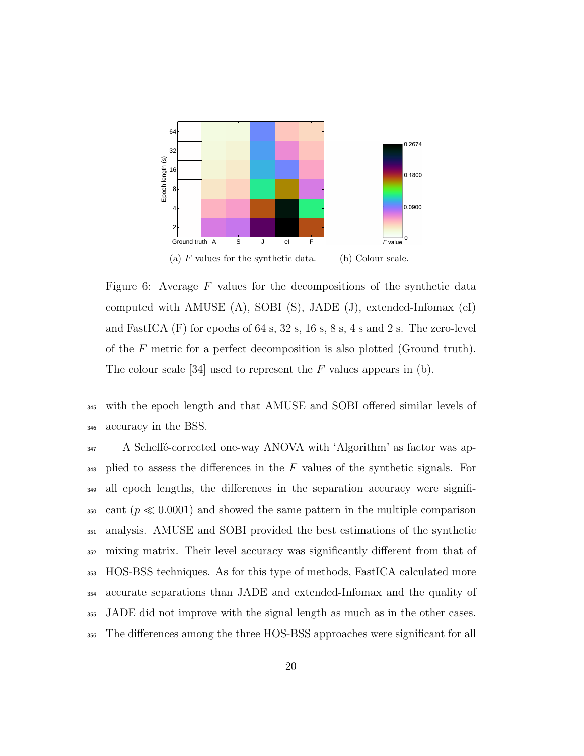(a) $F$ values for the synthetic data.

(b) Colour scale.

Figure 6: Average $F$ values for the decompositions of the synthetic data computed with AMUSE (A), SOBI (S), JADE (J), extended-Infomax (eI) and FastICA (F) for epochs of 64 s, 32 s, 16 s, 8 s, 4 s and 2 s. The zero-level of the $F$ metric for a perfect decomposition is also plotted (Ground truth). The colour scale [34] used to represent the $F$ values appears in (b).

with the epoch length and that AMUSE and SOBI offered similar levels of accuracy in the BSS.

A Scheffé-corrected one-way ANOVA with 'Algorithm' as factor was applied to assess the differences in the $F$ values of the synthetic signals. For all epoch lengths, the differences in the separation accuracy were significant ($p \ll 0.0001$) and showed the same pattern in the multiple comparison analysis. AMUSE and SOBI provided the best estimations of the synthetic mixing matrix. Their level accuracy was significantly different from that of HOS-BSS techniques. As for this type of methods, FastICA calculated more accurate separations than JADE and extended-Infomax and the quality of JADE did not improve with the signal length as much as in the other cases. The differences among the three HOS-BSS approaches were significant for all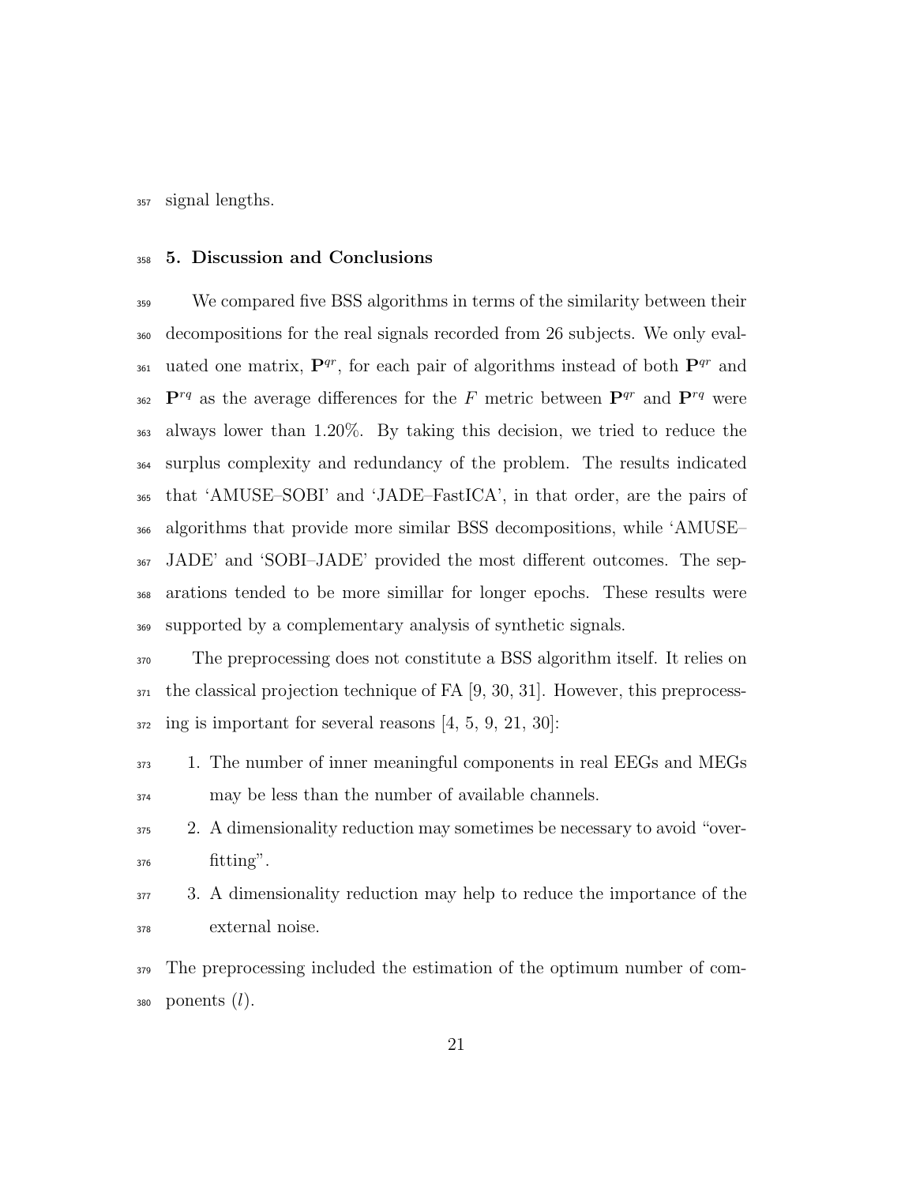signal lengths.

## 5. Discussion and Conclusions

We compared five BSS algorithms in terms of the similarity between their decompositions for the real signals recorded from 26 subjects. We only evaluated one matrix, $\mathbf{P}^{qr}$, for each pair of algorithms instead of both $\mathbf{P}^{qr}$ and $\mathbf{P}^{rq}$ as the average differences for the $F$ metric between $\mathbf{P}^{qr}$ and $\mathbf{P}^{rq}$ were always lower than 1.20%. By taking this decision, we tried to reduce the surplus complexity and redundancy of the problem. The results indicated that 'AMUSE–SOBI' and 'JADE–FastICA', in that order, are the pairs of algorithms that provide more similar BSS decompositions, while 'AMUSE–JADE' and 'SOBI–JADE' provided the most different outcomes. The separations tended to be more simillar for longer epochs. These results were supported by a complementary analysis of synthetic signals.

The preprocessing does not constitute a BSS algorithm itself. It relies on the classical projection technique of FA [9, 30, 31]. However, this preprocessing is important for several reasons [4, 5, 9, 21, 30]:

1. The number of inner meaningful components in real EEGs and MEGs may be less than the number of available channels.
2. A dimensionality reduction may sometimes be necessary to avoid "overfitting".
3. A dimensionality reduction may help to reduce the importance of the external noise.

The preprocessing included the estimation of the optimum number of components ($l$).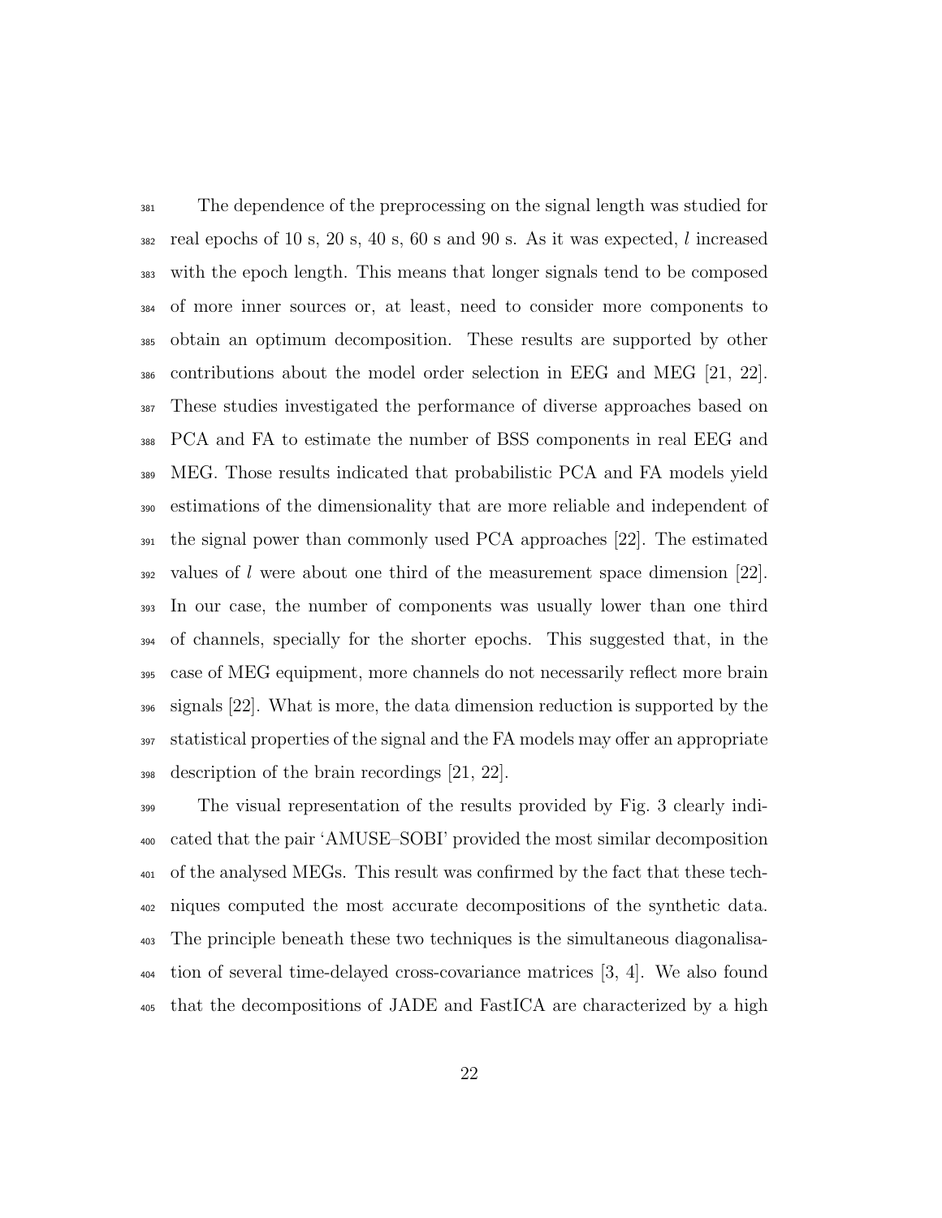The dependence of the preprocessing on the signal length was studied for real epochs of 10 s, 20 s, 40 s, 60 s and 90 s. As it was expected, $l$ increased with the epoch length. This means that longer signals tend to be composed of more inner sources or, at least, need to consider more components to obtain an optimum decomposition. These results are supported by other contributions about the model order selection in EEG and MEG [21, 22]. These studies investigated the performance of diverse approaches based on PCA and FA to estimate the number of BSS components in real EEG and MEG. Those results indicated that probabilistic PCA and FA models yield estimations of the dimensionality that are more reliable and independent of the signal power than commonly used PCA approaches [22]. The estimated values of $l$ were about one third of the measurement space dimension [22]. In our case, the number of components was usually lower than one third of channels, specially for the shorter epochs. This suggested that, in the case of MEG equipment, more channels do not necessarily reflect more brain signals [22]. What is more, the data dimension reduction is supported by the statistical properties of the signal and the FA models may offer an appropriate description of the brain recordings [21, 22].

The visual representation of the results provided by Fig. 3 clearly indicated that the pair 'AMUSE–SOBI' provided the most similar decomposition of the analysed MEGs. This result was confirmed by the fact that these techniques computed the most accurate decompositions of the synthetic data. The principle beneath these two techniques is the simultaneous diagonalisation of several time-delayed cross-covariance matrices [3, 4]. We also found that the decompositions of JADE and FastICA are characterized by a high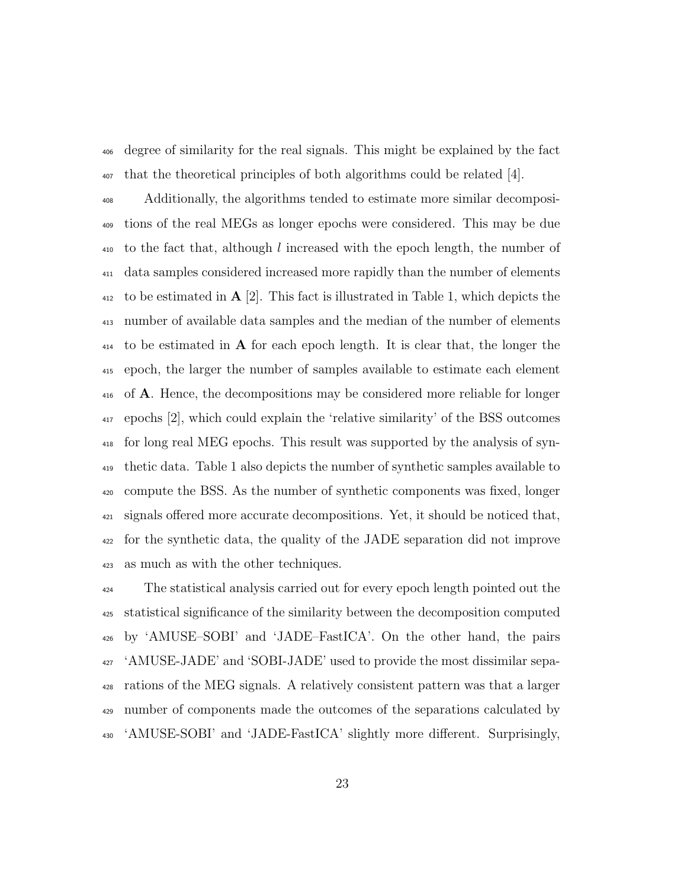degree of similarity for the real signals. This might be explained by the fact that the theoretical principles of both algorithms could be related [4].

Additionally, the algorithms tended to estimate more similar decompositions of the real MEGs as longer epochs were considered. This may be due to the fact that, although $l$ increased with the epoch length, the number of data samples considered increased more rapidly than the number of elements to be estimated in $\mathbf{A}$ [2]. This fact is illustrated in Table 1, which depicts the number of available data samples and the median of the number of elements to be estimated in $\mathbf{A}$ for each epoch length. It is clear that, the longer the epoch, the larger the number of samples available to estimate each element of $\mathbf{A}$. Hence, the decompositions may be considered more reliable for longer epochs [2], which could explain the 'relative similarity' of the BSS outcomes for long real MEG epochs. This result was supported by the analysis of synthetic data. Table 1 also depicts the number of synthetic samples available to compute the BSS. As the number of synthetic components was fixed, longer signals offered more accurate decompositions. Yet, it should be noticed that, for the synthetic data, the quality of the JADE separation did not improve as much as with the other techniques.

The statistical analysis carried out for every epoch length pointed out the statistical significance of the similarity between the decomposition computed by 'AMUSE–SOBI' and 'JADE–FastICA'. On the other hand, the pairs 'AMUSE-JADE' and 'SOBI-JADE' used to provide the most dissimilar separations of the MEG signals. A relatively consistent pattern was that a larger number of components made the outcomes of the separations calculated by 'AMUSE-SOBI' and 'JADE-FastICA' slightly more different. Surprisingly,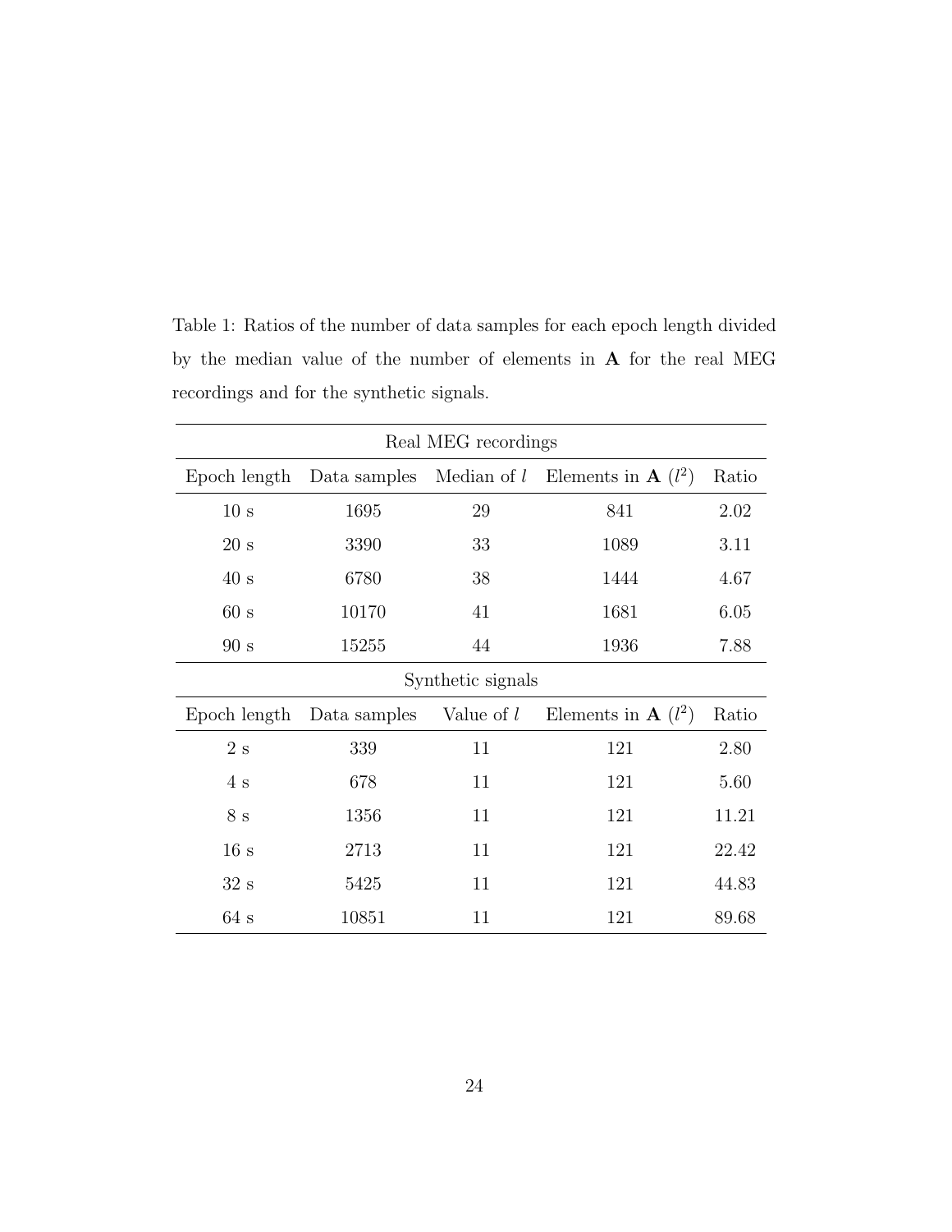Table 1: Ratios of the number of data samples for each epoch length divided by the median value of the number of elements in $\mathbf{A}$ for the real MEG recordings and for the synthetic signals.

| Real MEG recordings | | | | |
|---|---|---|---|---|
| Epoch length | Data samples | Median of $l$ | Elements in $\mathbf{A}$ ($l^2$) | Ratio |
| 10 s | 1695 | 29 | 841 | 2.02 |
| 20 s | 3390 | 33 | 1089 | 3.11 |
| 40 s | 6780 | 38 | 1444 | 4.67 |
| 60 s | 10170 | 41 | 1681 | 6.05 |
| 90 s | 15255 | 44 | 1936 | 7.88 |
| **Synthetic signals** | | | | |
| Epoch length | Data samples | Value of $l$ | Elements in $\mathbf{A}$ ($l^2$) | Ratio |
| 2 s | 339 | 11 | 121 | 2.80 |
| 4 s | 678 | 11 | 121 | 5.60 |
| 8 s | 1356 | 11 | 121 | 11.21 |
| 16 s | 2713 | 11 | 121 | 22.42 |
| 32 s | 5425 | 11 | 121 | 44.83 |
| 64 s | 10851 | 11 | 121 | 89.68 |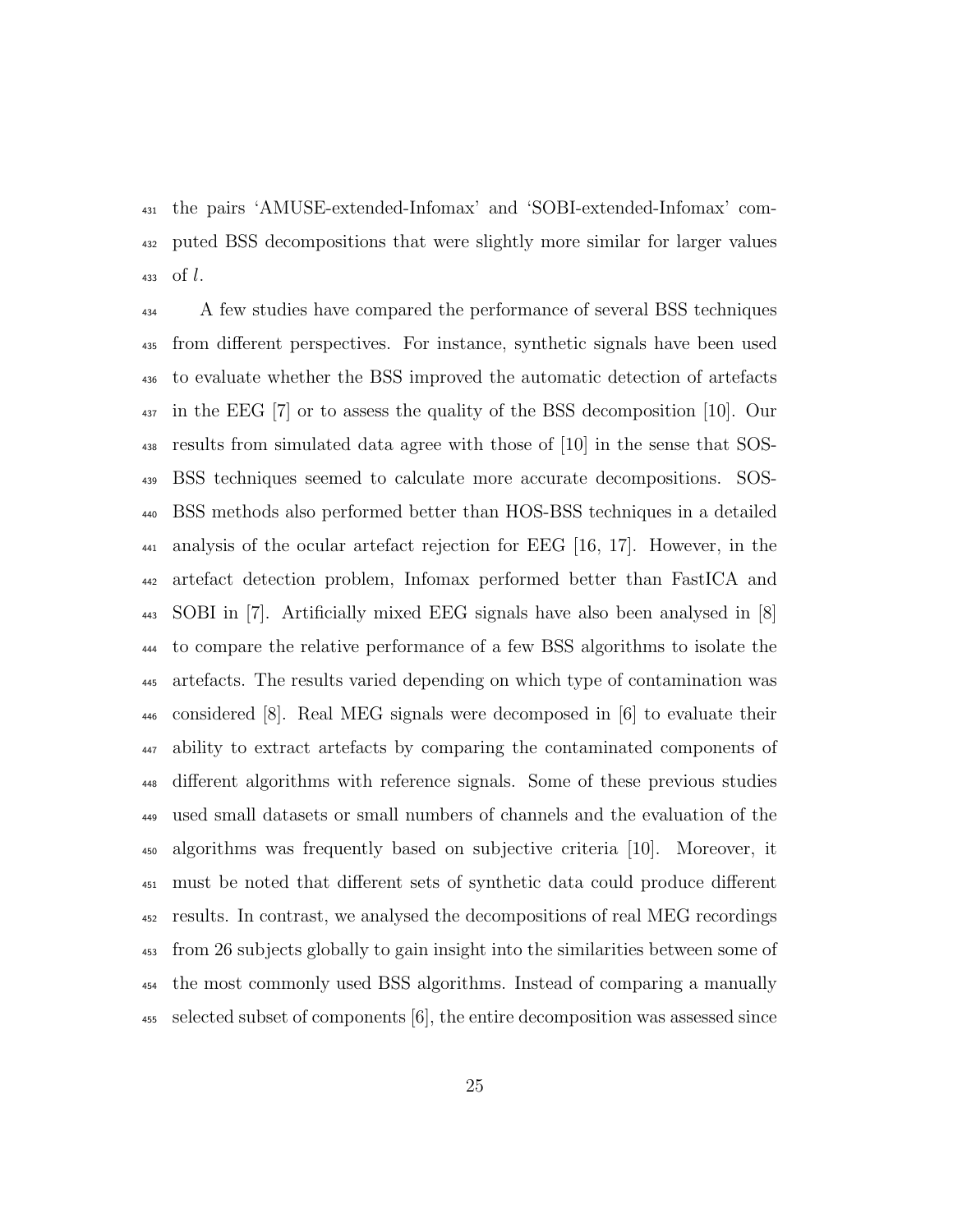the pairs 'AMUSE-extended-Infomax' and 'SOBI-extended-Infomax' computed BSS decompositions that were slightly more similar for larger values of $l$.

A few studies have compared the performance of several BSS techniques from different perspectives. For instance, synthetic signals have been used to evaluate whether the BSS improved the automatic detection of artefacts in the EEG [7] or to assess the quality of the BSS decomposition [10]. Our results from simulated data agree with those of [10] in the sense that SOS-BSS techniques seemed to calculate more accurate decompositions. SOS-BSS methods also performed better than HOS-BSS techniques in a detailed analysis of the ocular artefact rejection for EEG [16, 17]. However, in the artefact detection problem, Infomax performed better than FastICA and SOBI in [7]. Artificially mixed EEG signals have also been analysed in [8] to compare the relative performance of a few BSS algorithms to isolate the artefacts. The results varied depending on which type of contamination was considered [8]. Real MEG signals were decomposed in [6] to evaluate their ability to extract artefacts by comparing the contaminated components of different algorithms with reference signals. Some of these previous studies used small datasets or small numbers of channels and the evaluation of the algorithms was frequently based on subjective criteria [10]. Moreover, it must be noted that different sets of synthetic data could produce different results. In contrast, we analysed the decompositions of real MEG recordings from 26 subjects globally to gain insight into the similarities between some of the most commonly used BSS algorithms. Instead of comparing a manually selected subset of components [6], the entire decomposition was assessed since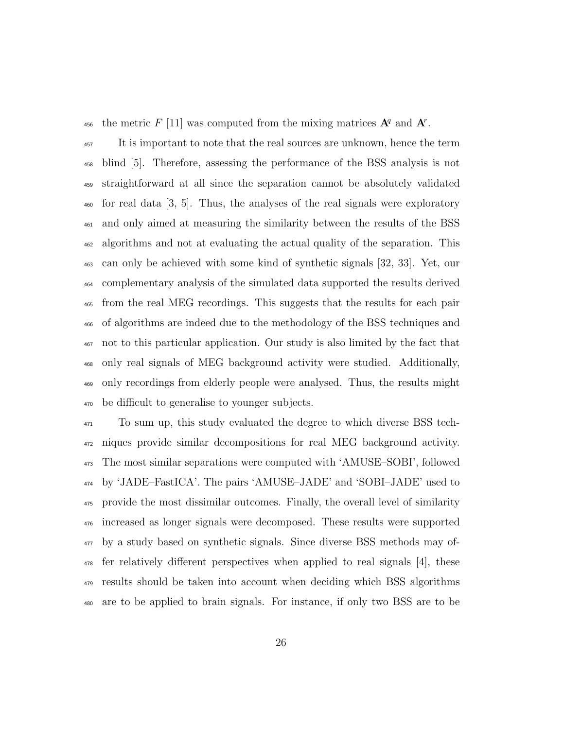the metric $F$ [11] was computed from the mixing matrices $\mathbf{A}^q$ and $\mathbf{A}^r$.

It is important to note that the real sources are unknown, hence the term blind [5]. Therefore, assessing the performance of the BSS analysis is not straightforward at all since the separation cannot be absolutely validated for real data [3, 5]. Thus, the analyses of the real signals were exploratory and only aimed at measuring the similarity between the results of the BSS algorithms and not at evaluating the actual quality of the separation. This can only be achieved with some kind of synthetic signals [32, 33]. Yet, our complementary analysis of the simulated data supported the results derived from the real MEG recordings. This suggests that the results for each pair of algorithms are indeed due to the methodology of the BSS techniques and not to this particular application. Our study is also limited by the fact that only real signals of MEG background activity were studied. Additionally, only recordings from elderly people were analysed. Thus, the results might be difficult to generalise to younger subjects.

To sum up, this study evaluated the degree to which diverse BSS techniques provide similar decompositions for real MEG background activity. The most similar separations were computed with 'AMUSE–SOBI', followed by 'JADE–FastICA'. The pairs 'AMUSE–JADE' and 'SOBI–JADE' used to provide the most dissimilar outcomes. Finally, the overall level of similarity increased as longer signals were decomposed. These results were supported by a study based on synthetic signals. Since diverse BSS methods may offer relatively different perspectives when applied to real signals [4], these results should be taken into account when deciding which BSS algorithms are to be applied to brain signals. For instance, if only two BSS are to be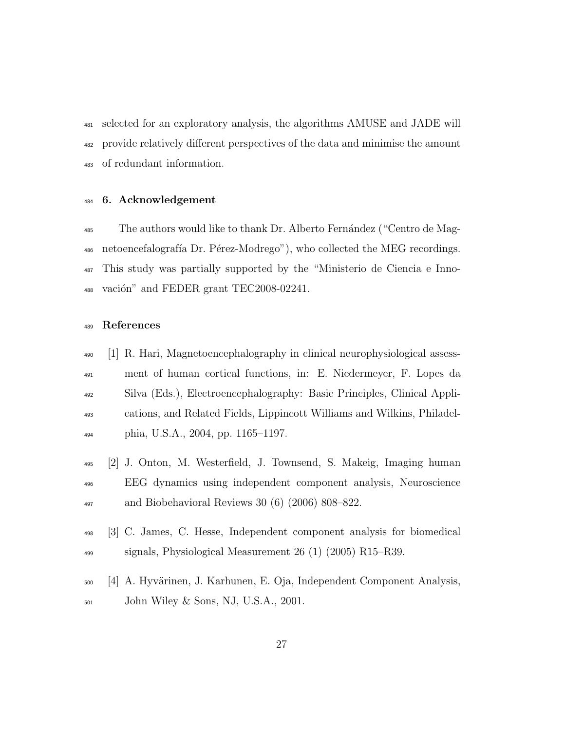selected for an exploratory analysis, the algorithms AMUSE and JADE will provide relatively different perspectives of the data and minimise the amount of redundant information.

## 6. Acknowledgement

The authors would like to thank Dr. Alberto Fernández ("Centro de Magnetoencefalografía Dr. Pérez-Modrego"), who collected the MEG recordings. This study was partially supported by the "Ministerio de Ciencia e Innovación" and FEDER grant TEC2008-02241.

## References

[1] R. Hari, Magnetoencephalography in clinical neurophysiological assessment of human cortical functions, in: E. Niedermeyer, F. Lopes da Silva (Eds.), Electroencephalography: Basic Principles, Clinical Applications, and Related Fields, Lippincott Williams and Wilkins, Philadelphia, U.S.A., 2004, pp. 1165–1197.

[2] J. Onton, M. Westerfield, J. Townsend, S. Makeig, Imaging human EEG dynamics using independent component analysis, Neuroscience and Biobehavioral Reviews 30 (6) (2006) 808–822.

[3] C. James, C. Hesse, Independent component analysis for biomedical signals, Physiological Measurement 26 (1) (2005) R15–R39.

[4] A. Hyvärinen, J. Karhunen, E. Oja, Independent Component Analysis, John Wiley & Sons, NJ, U.S.A., 2001.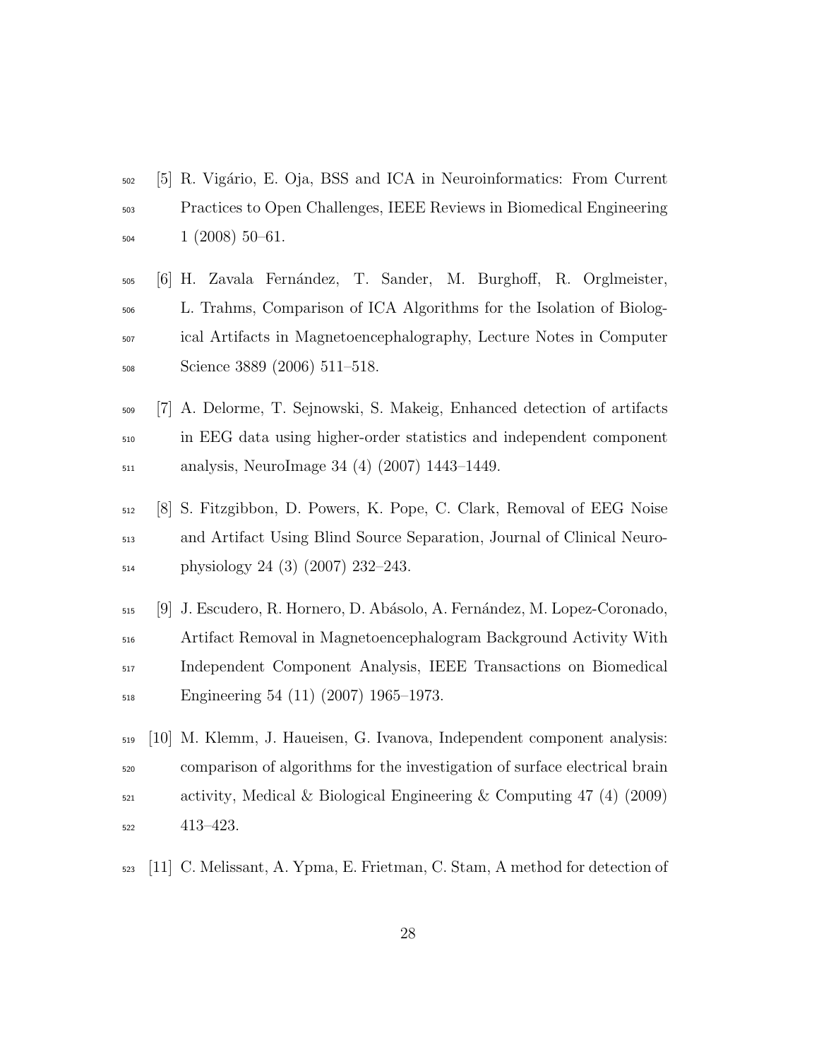[5] R. Vigário, E. Oja, BSS and ICA in Neuroinformatics: From Current Practices to Open Challenges, IEEE Reviews in Biomedical Engineering 1 (2008) 50–61.

[6] H. Zavala Fernández, T. Sander, M. Burghoff, R. Orglmeister, L. Trahms, Comparison of ICA Algorithms for the Isolation of Biological Artifacts in Magnetoencephalography, Lecture Notes in Computer Science 3889 (2006) 511–518.

[7] A. Delorme, T. Sejnowski, S. Makeig, Enhanced detection of artifacts in EEG data using higher-order statistics and independent component analysis, NeuroImage 34 (4) (2007) 1443–1449.

[8] S. Fitzgibbon, D. Powers, K. Pope, C. Clark, Removal of EEG Noise and Artifact Using Blind Source Separation, Journal of Clinical Neurophysiology 24 (3) (2007) 232–243.

[9] J. Escudero, R. Hornero, D. Abásolo, A. Fernández, M. Lopez-Coronado, Artifact Removal in Magnetoencephalogram Background Activity With Independent Component Analysis, IEEE Transactions on Biomedical Engineering 54 (11) (2007) 1965–1973.

[10] M. Klemm, J. Haueisen, G. Ivanova, Independent component analysis: comparison of algorithms for the investigation of surface electrical brain activity, Medical & Biological Engineering & Computing 47 (4) (2009) 413–423.

[11] C. Melissant, A. Ypma, E. Frietman, C. Stam, A method for detection of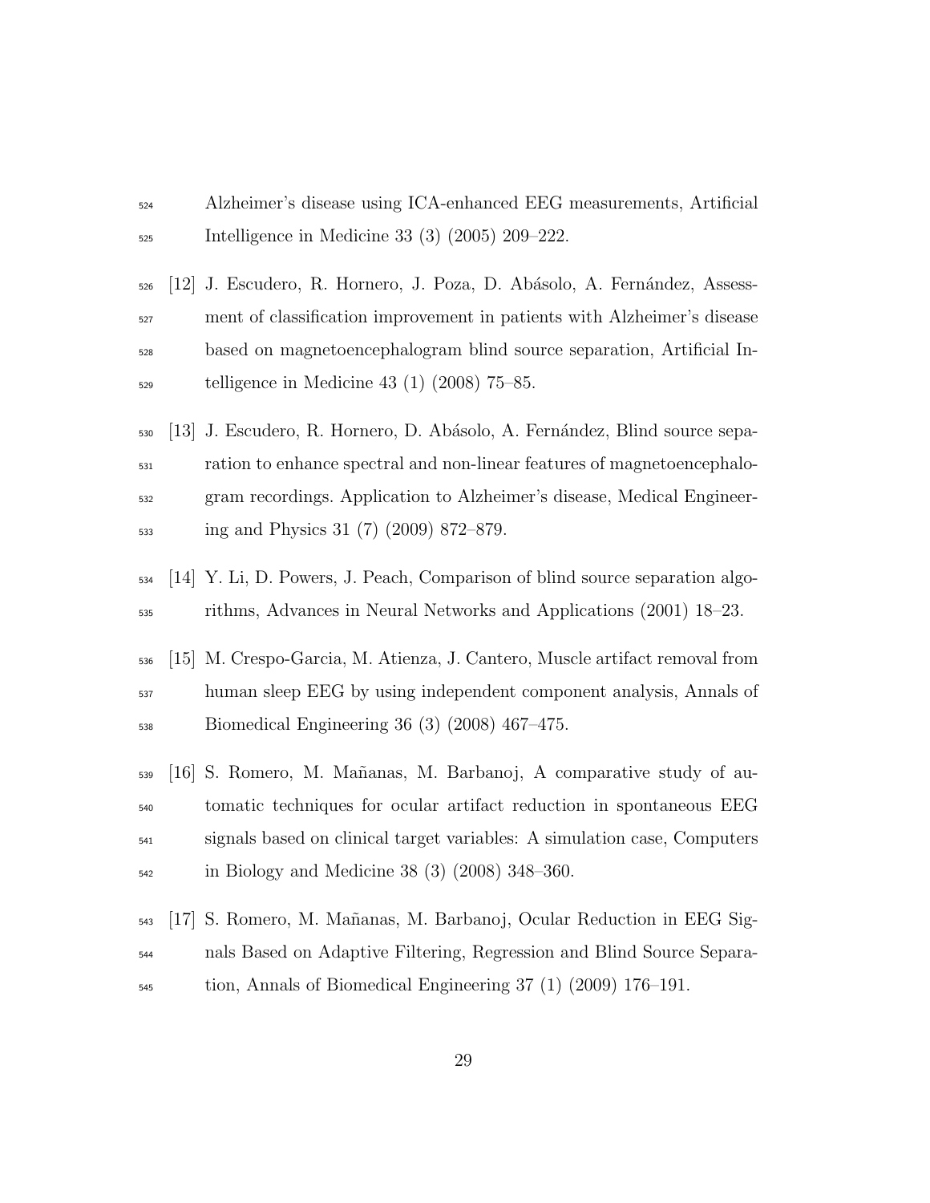Alzheimer's disease using ICA-enhanced EEG measurements, Artificial Intelligence in Medicine 33 (3) (2005) 209–222.

[12] J. Escudero, R. Hornero, J. Poza, D. Abásolo, A. Fernández, Assessment of classification improvement in patients with Alzheimer's disease based on magnetoencephalogram blind source separation, Artificial Intelligence in Medicine 43 (1) (2008) 75–85.

[13] J. Escudero, R. Hornero, D. Abásolo, A. Fernández, Blind source separation to enhance spectral and non-linear features of magnetoencephalogram recordings. Application to Alzheimer's disease, Medical Engineering and Physics 31 (7) (2009) 872–879.

[14] Y. Li, D. Powers, J. Peach, Comparison of blind source separation algorithms, Advances in Neural Networks and Applications (2001) 18–23.

[15] M. Crespo-Garcia, M. Atienza, J. Cantero, Muscle artifact removal from human sleep EEG by using independent component analysis, Annals of Biomedical Engineering 36 (3) (2008) 467–475.

[16] S. Romero, M. Mañanas, M. Barbanoj, A comparative study of automatic techniques for ocular artifact reduction in spontaneous EEG signals based on clinical target variables: A simulation case, Computers in Biology and Medicine 38 (3) (2008) 348–360.

[17] S. Romero, M. Mañanas, M. Barbanoj, Ocular Reduction in EEG Signals Based on Adaptive Filtering, Regression and Blind Source Separation, Annals of Biomedical Engineering 37 (1) (2009) 176–191.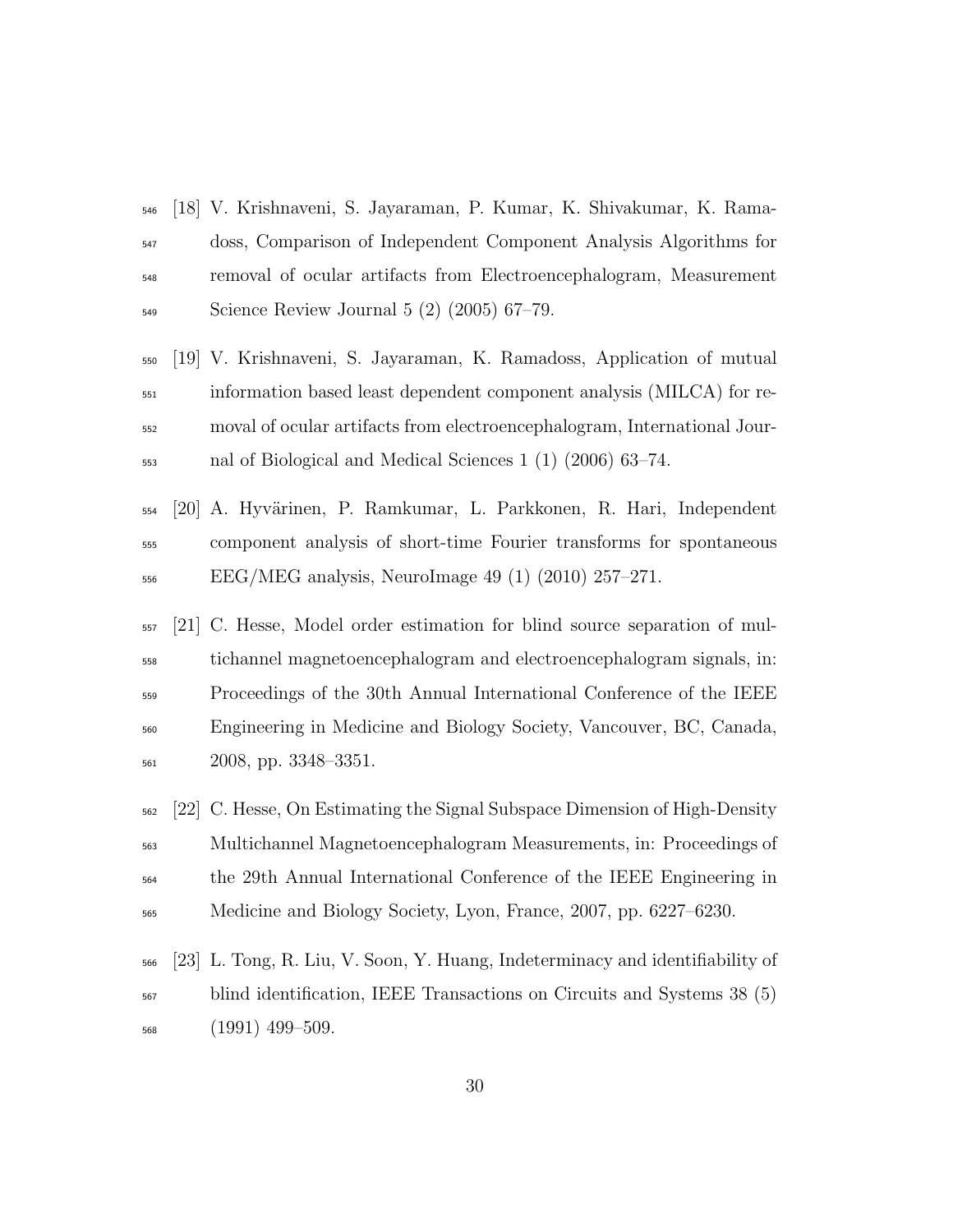[18] V. Krishnaveni, S. Jayaraman, P. Kumar, K. Shivakumar, K. Ramadoss, Comparison of Independent Component Analysis Algorithms for removal of ocular artifacts from Electroencephalogram, Measurement Science Review Journal 5 (2) (2005) 67–79.

[19] V. Krishnaveni, S. Jayaraman, K. Ramadoss, Application of mutual information based least dependent component analysis (MILCA) for removal of ocular artifacts from electroencephalogram, International Journal of Biological and Medical Sciences 1 (1) (2006) 63–74.

[20] A. Hyvärinen, P. Ramkumar, L. Parkkonen, R. Hari, Independent component analysis of short-time Fourier transforms for spontaneous EEG/MEG analysis, NeuroImage 49 (1) (2010) 257–271.

[21] C. Hesse, Model order estimation for blind source separation of multichannel magnetoencephalogram and electroencephalogram signals, in: Proceedings of the 30th Annual International Conference of the IEEE Engineering in Medicine and Biology Society, Vancouver, BC, Canada, 2008, pp. 3348–3351.

[22] C. Hesse, On Estimating the Signal Subspace Dimension of High-Density Multichannel Magnetoencephalogram Measurements, in: Proceedings of the 29th Annual International Conference of the IEEE Engineering in Medicine and Biology Society, Lyon, France, 2007, pp. 6227–6230.

[23] L. Tong, R. Liu, V. Soon, Y. Huang, Indeterminacy and identifiability of blind identification, IEEE Transactions on Circuits and Systems 38 (5) (1991) 499–509.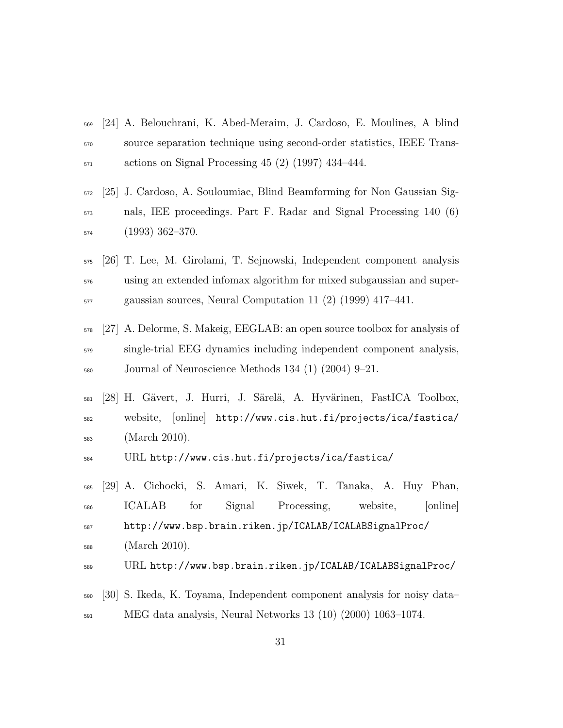[24] A. Belouchrani, K. Abed-Meraim, J. Cardoso, E. Moulines, A blind source separation technique using second-order statistics, IEEE Transactions on Signal Processing 45 (2) (1997) 434–444.

[25] J. Cardoso, A. Souloumiac, Blind Beamforming for Non Gaussian Signals, IEE proceedings. Part F. Radar and Signal Processing 140 (6) (1993) 362–370.

[26] T. Lee, M. Girolami, T. Sejnowski, Independent component analysis using an extended infomax algorithm for mixed subgaussian and supergaussian sources, Neural Computation 11 (2) (1999) 417–441.

[27] A. Delorme, S. Makeig, EEGLAB: an open source toolbox for analysis of single-trial EEG dynamics including independent component analysis, Journal of Neuroscience Methods 134 (1) (2004) 9–21.

[28] H. Gävert, J. Hurri, J. Särelä, A. Hyvärinen, FastICA Toolbox, website, [online] `http://www.cis.hut.fi/projects/ica/fastica/` (March 2010).
URL `http://www.cis.hut.fi/projects/ica/fastica/`

[29] A. Cichocki, S. Amari, K. Siwek, T. Tanaka, A. Huy Phan, ICALAB for Signal Processing, website, [online] `http://www.bsp.brain.riken.jp/ICALAB/ICALABSignalProc/` (March 2010).
URL `http://www.bsp.brain.riken.jp/ICALAB/ICALABSignalProc/`

[30] S. Ikeda, K. Toyama, Independent component analysis for noisy data– MEG data analysis, Neural Networks 13 (10) (2000) 1063–1074.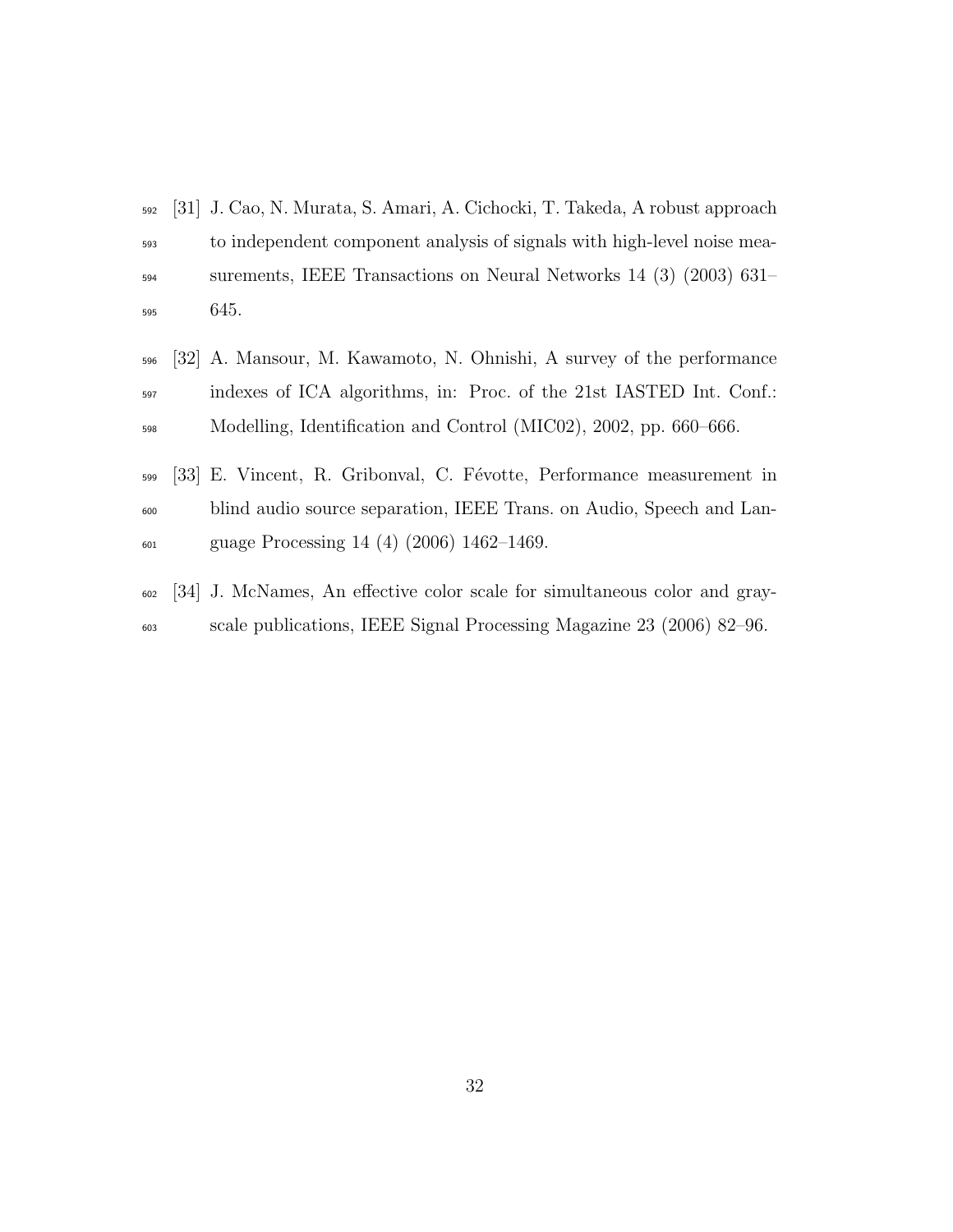[31] J. Cao, N. Murata, S. Amari, A. Cichocki, T. Takeda, A robust approach to independent component analysis of signals with high-level noise measurements, IEEE Transactions on Neural Networks 14 (3) (2003) 631–645.

[32] A. Mansour, M. Kawamoto, N. Ohnishi, A survey of the performance indexes of ICA algorithms, in: Proc. of the 21st IASTED Int. Conf.: Modelling, Identification and Control (MIC02), 2002, pp. 660–666.

[33] E. Vincent, R. Gribonval, C. Févotte, Performance measurement in blind audio source separation, IEEE Trans. on Audio, Speech and Language Processing 14 (4) (2006) 1462–1469.

[34] J. McNames, An effective color scale for simultaneous color and grayscale publications, IEEE Signal Processing Magazine 23 (2006) 82–96.